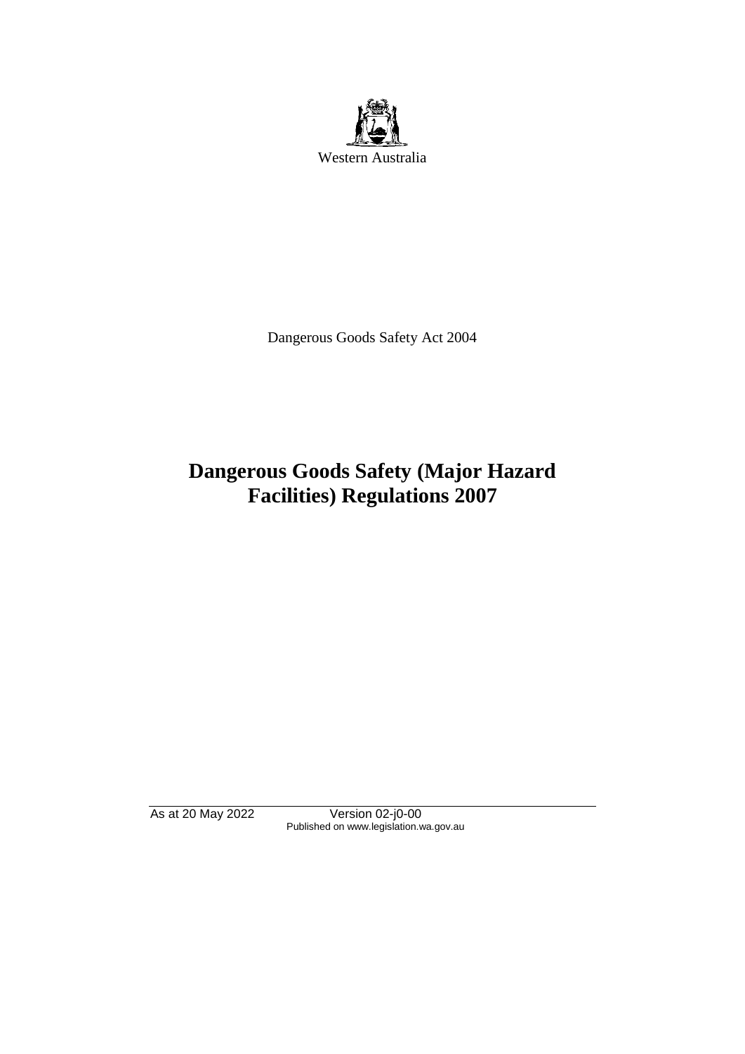Western Australia

Dangerous Goods Safety Act 2004

# Dangerous Goods Safety (Major Hazard Facilities) Regulations 2007

As at 20 May 2022 Version 02-j0-00
Published on www.legislation.wa.gov.au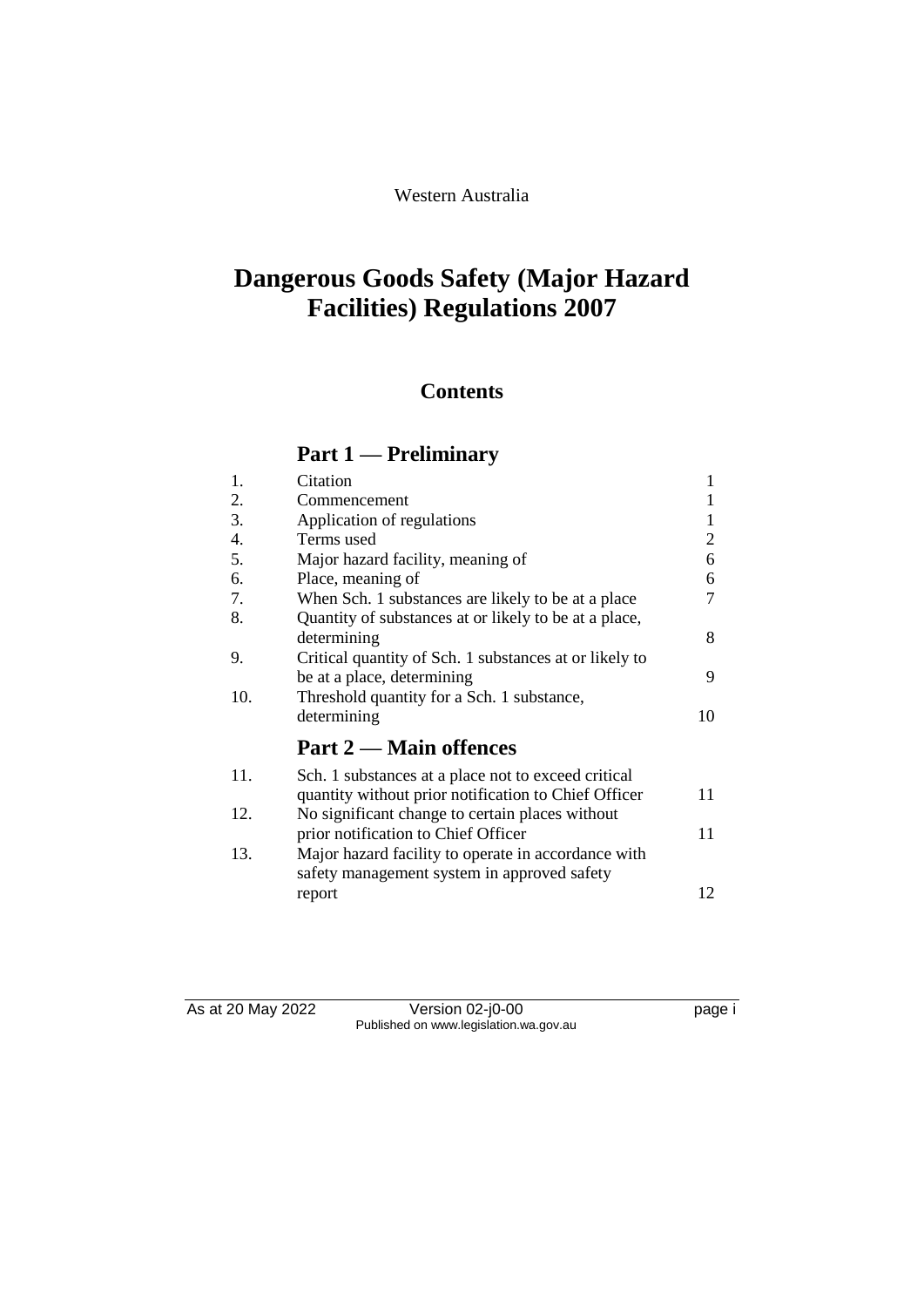Western Australia

# Dangerous Goods Safety (Major Hazard Facilities) Regulations 2007

## Contents

### Part 1 — Preliminary

| | | |
|---|---|---|
| 1. | Citation | 1 |
| 2. | Commencement | 1 |
| 3. | Application of regulations | 1 |
| 4. | Terms used | 2 |
| 5. | Major hazard facility, meaning of | 6 |
| 6. | Place, meaning of | 6 |
| 7. | When Sch. 1 substances are likely to be at a place | 7 |
| 8. | Quantity of substances at or likely to be at a place, determining | 8 |
| 9. | Critical quantity of Sch. 1 substances at or likely to be at a place, determining | 9 |
| 10. | Threshold quantity for a Sch. 1 substance, determining | 10 |

### Part 2 — Main offences

| | | |
|---|---|---|
| 11. | Sch. 1 substances at a place not to exceed critical quantity without prior notification to Chief Officer | 11 |
| 12. | No significant change to certain places without prior notification to Chief Officer | 11 |
| 13. | Major hazard facility to operate in accordance with safety management system in approved safety report | 12 |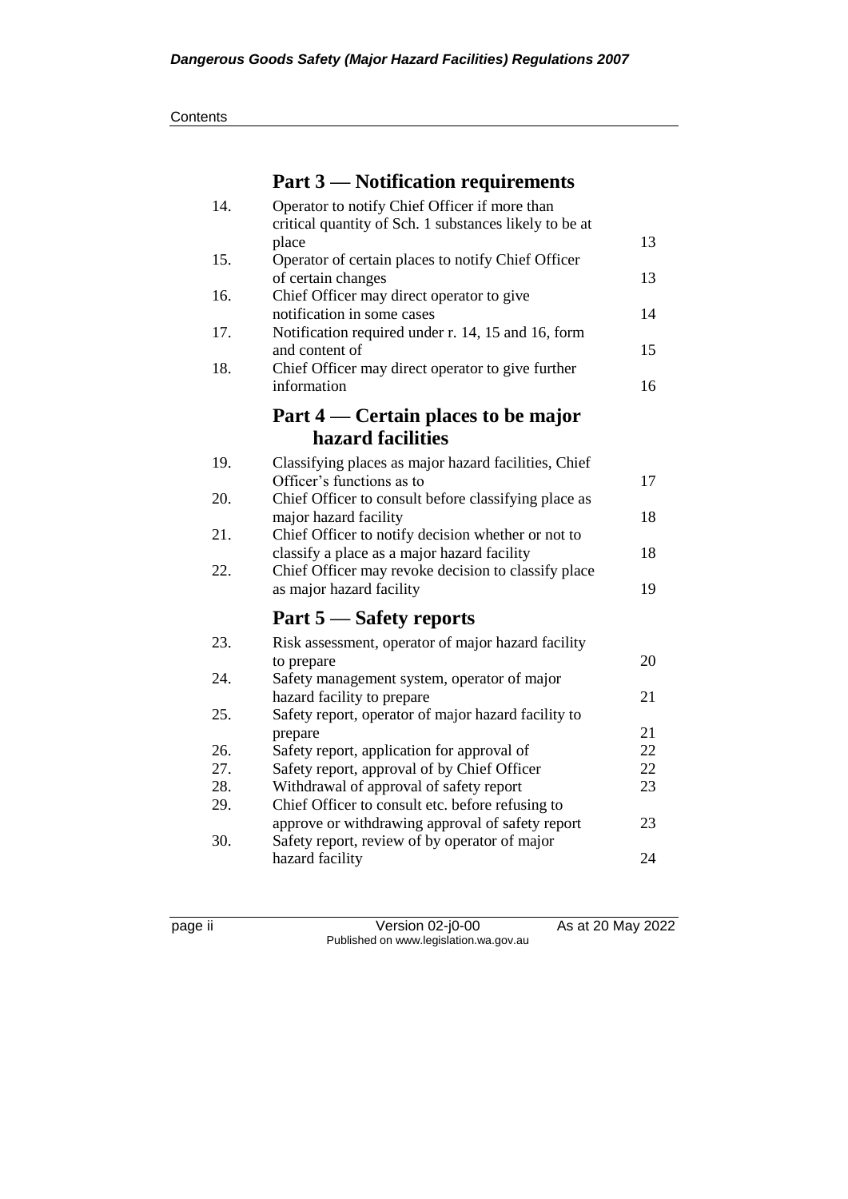## Part 3 — Notification requirements

| | | |
|---|---|---|
| 14. | Operator to notify Chief Officer if more than critical quantity of Sch. 1 substances likely to be at place | 13 |
| 15. | Operator of certain places to notify Chief Officer of certain changes | 13 |
| 16. | Chief Officer may direct operator to give notification in some cases | 14 |
| 17. | Notification required under r. 14, 15 and 16, form and content of | 15 |
| 18. | Chief Officer may direct operator to give further information | 16 |

## Part 4 — Certain places to be major hazard facilities

| | | |
|---|---|---|
| 19. | Classifying places as major hazard facilities, Chief Officer's functions as to | 17 |
| 20. | Chief Officer to consult before classifying place as major hazard facility | 18 |
| 21. | Chief Officer to notify decision whether or not to classify a place as a major hazard facility | 18 |
| 22. | Chief Officer may revoke decision to classify place as major hazard facility | 19 |

## Part 5 — Safety reports

| | | |
|---|---|---|
| 23. | Risk assessment, operator of major hazard facility to prepare | 20 |
| 24. | Safety management system, operator of major hazard facility to prepare | 21 |
| 25. | Safety report, operator of major hazard facility to prepare | 21 |
| 26. | Safety report, application for approval of | 22 |
| 27. | Safety report, approval of by Chief Officer | 22 |
| 28. | Withdrawal of approval of safety report | 23 |
| 29. | Chief Officer to consult etc. before refusing to approve or withdrawing approval of safety report | 23 |
| 30. | Safety report, review of by operator of major hazard facility | 24 |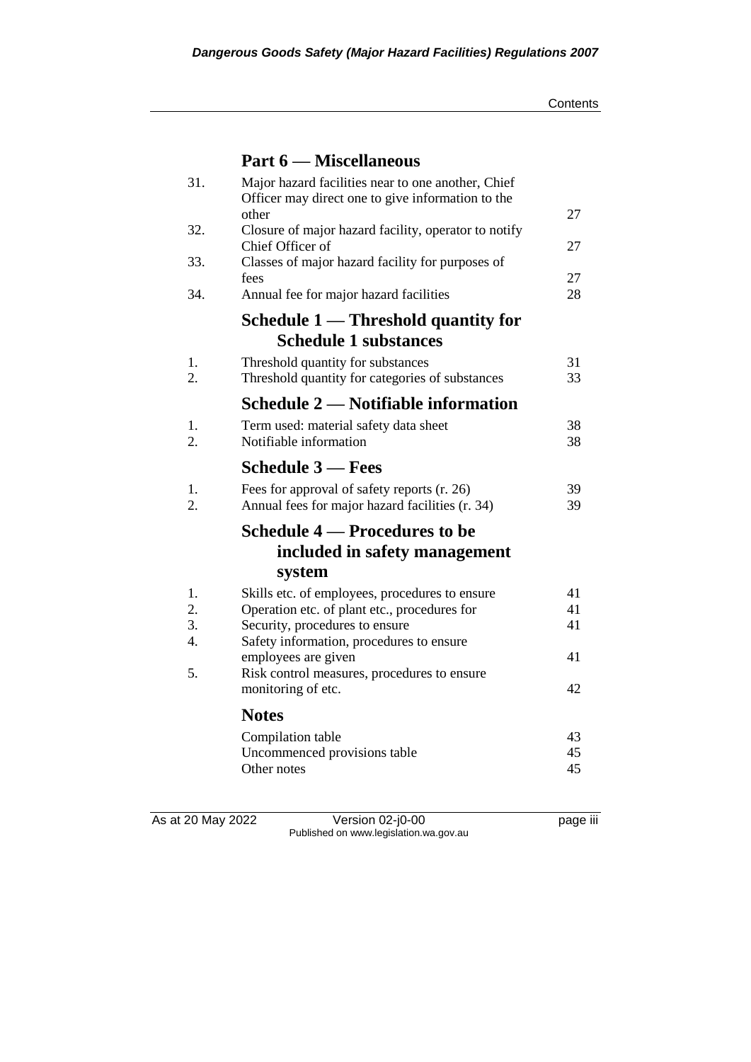## Part 6 — Miscellaneous

| | | |
|---|---|---|
| 31. | Major hazard facilities near to one another, Chief Officer may direct one to give information to the other | 27 |
| 32. | Closure of major hazard facility, operator to notify Chief Officer of | 27 |
| 33. | Classes of major hazard facility for purposes of fees | 27 |
| 34. | Annual fee for major hazard facilities | 28 |

## Schedule 1 — Threshold quantity for Schedule 1 substances

| | | |
|---|---|---|
| 1. | Threshold quantity for substances | 31 |
| 2. | Threshold quantity for categories of substances | 33 |

## Schedule 2 — Notifiable information

| | | |
|---|---|---|
| 1. | Term used: material safety data sheet | 38 |
| 2. | Notifiable information | 38 |

## Schedule 3 — Fees

| | | |
|---|---|---|
| 1. | Fees for approval of safety reports (r. 26) | 39 |
| 2. | Annual fees for major hazard facilities (r. 34) | 39 |

## Schedule 4 — Procedures to be included in safety management system

| | | |
|---|---|---|
| 1. | Skills etc. of employees, procedures to ensure | 41 |
| 2. | Operation etc. of plant etc., procedures for | 41 |
| 3. | Security, procedures to ensure | 41 |
| 4. | Safety information, procedures to ensure employees are given | 41 |
| 5. | Risk control measures, procedures to ensure monitoring of etc. | 42 |

## Notes

| | |
|---|---|
| Compilation table | 43 |
| Uncommenced provisions table | 45 |
| Other notes | 45 |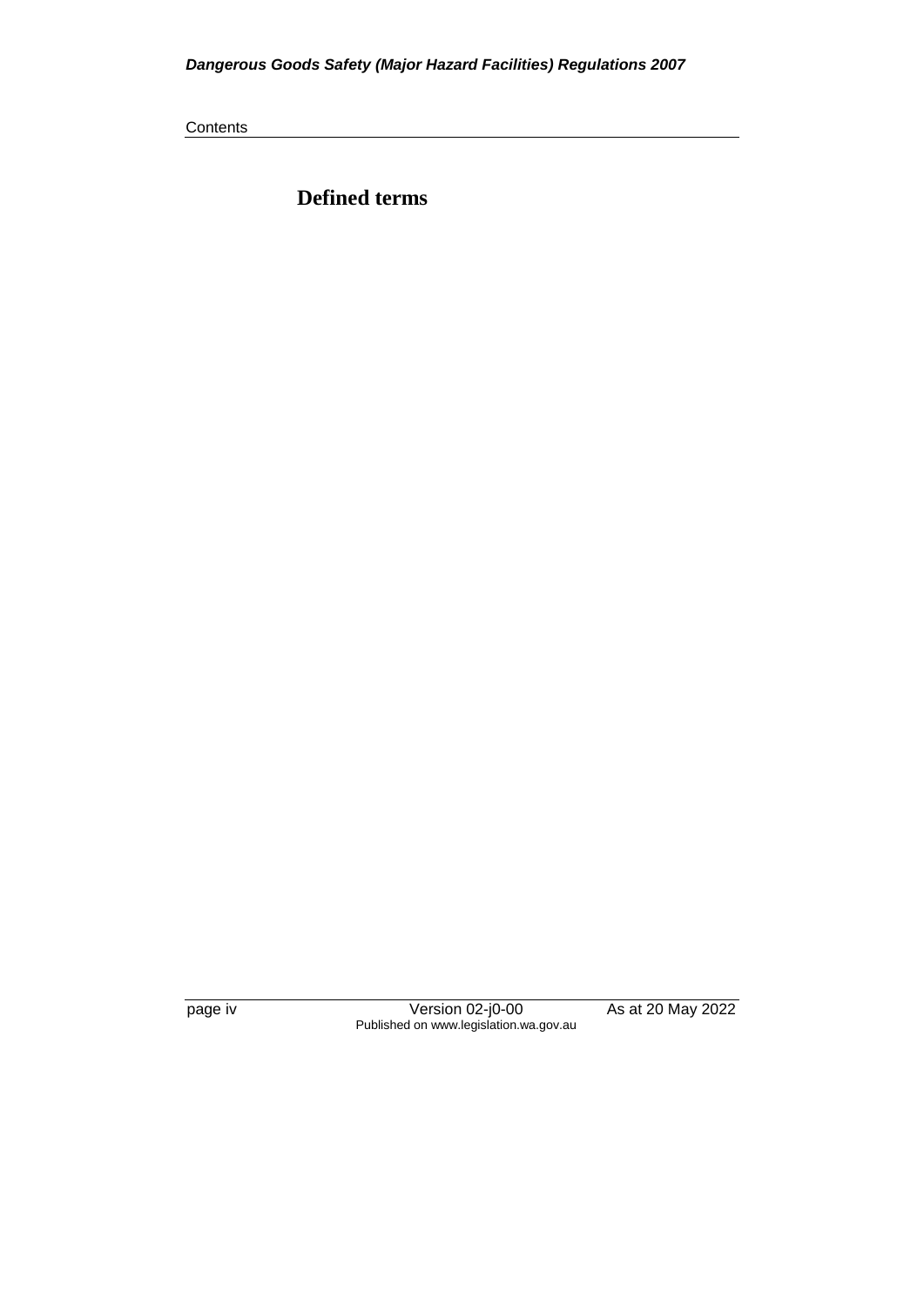## Defined terms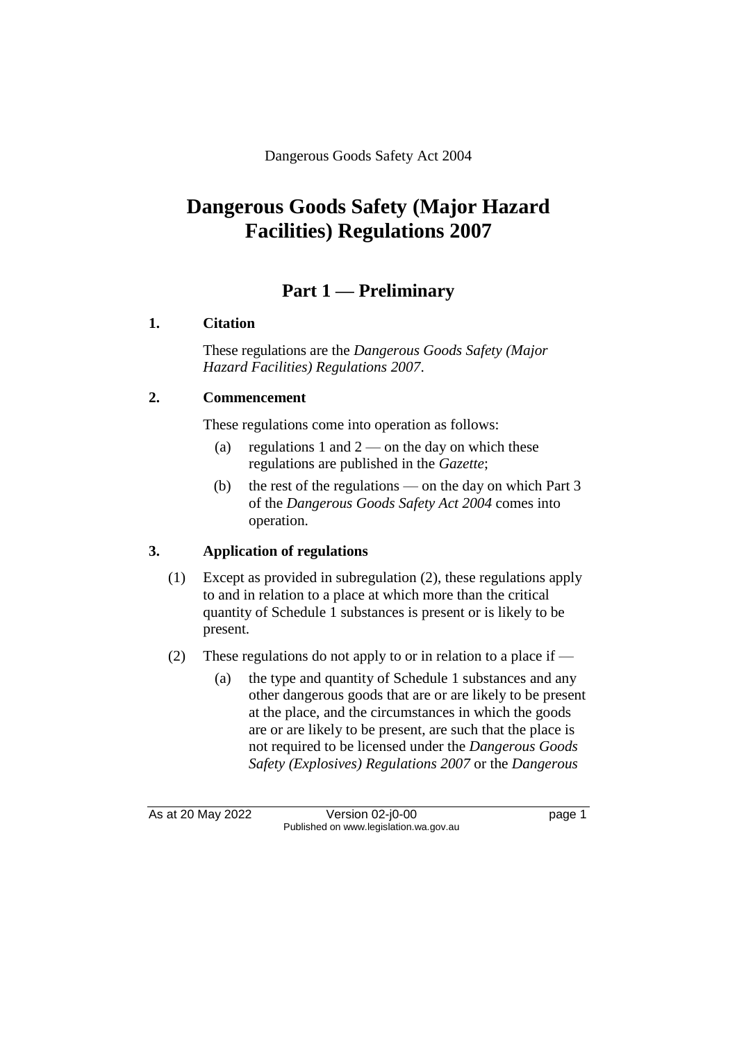Dangerous Goods Safety Act 2004

# Dangerous Goods Safety (Major Hazard Facilities) Regulations 2007

## Part 1 — Preliminary

### 1. Citation

These regulations are the *Dangerous Goods Safety (Major Hazard Facilities) Regulations 2007*.

### 2. Commencement

These regulations come into operation as follows:

(a) regulations 1 and 2 — on the day on which these regulations are published in the *Gazette*;

(b) the rest of the regulations — on the day on which Part 3 of the *Dangerous Goods Safety Act 2004* comes into operation.

### 3. Application of regulations

(1) Except as provided in subregulation (2), these regulations apply to and in relation to a place at which more than the critical quantity of Schedule 1 substances is present or is likely to be present.

(2) These regulations do not apply to or in relation to a place if —

(a) the type and quantity of Schedule 1 substances and any other dangerous goods that are or are likely to be present at the place, and the circumstances in which the goods are or are likely to be present, are such that the place is not required to be licensed under the *Dangerous Goods Safety (Explosives) Regulations 2007* or the *Dangerous*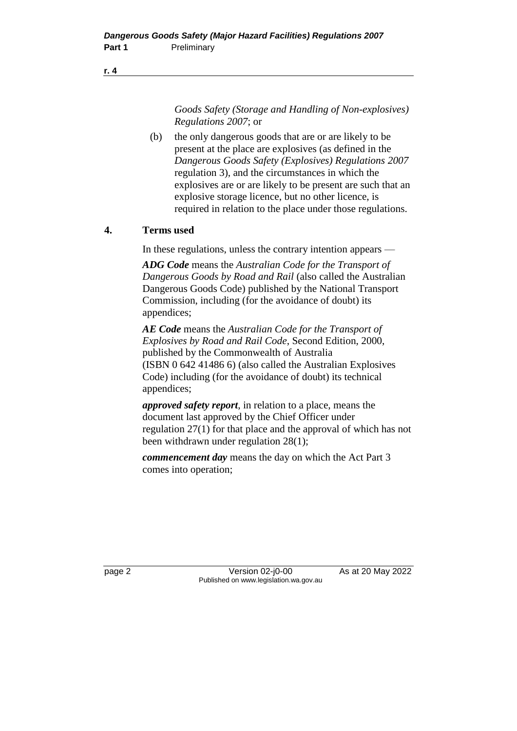*Goods Safety (Storage and Handling of Non-explosives) Regulations 2007*; or

(b) the only dangerous goods that are or are likely to be present at the place are explosives (as defined in the *Dangerous Goods Safety (Explosives) Regulations 2007* regulation 3), and the circumstances in which the explosives are or are likely to be present are such that an explosive storage licence, but no other licence, is required in relation to the place under those regulations.

## 4. Terms used

In these regulations, unless the contrary intention appears —

***ADG Code*** means the *Australian Code for the Transport of Dangerous Goods by Road and Rail* (also called the Australian Dangerous Goods Code) published by the National Transport Commission, including (for the avoidance of doubt) its appendices;

***AE Code*** means the *Australian Code for the Transport of Explosives by Road and Rail Code*, Second Edition, 2000, published by the Commonwealth of Australia (ISBN 0 642 41486 6) (also called the Australian Explosives Code) including (for the avoidance of doubt) its technical appendices;

***approved safety report***, in relation to a place, means the document last approved by the Chief Officer under regulation 27(1) for that place and the approval of which has not been withdrawn under regulation 28(1);

***commencement day*** means the day on which the Act Part 3 comes into operation;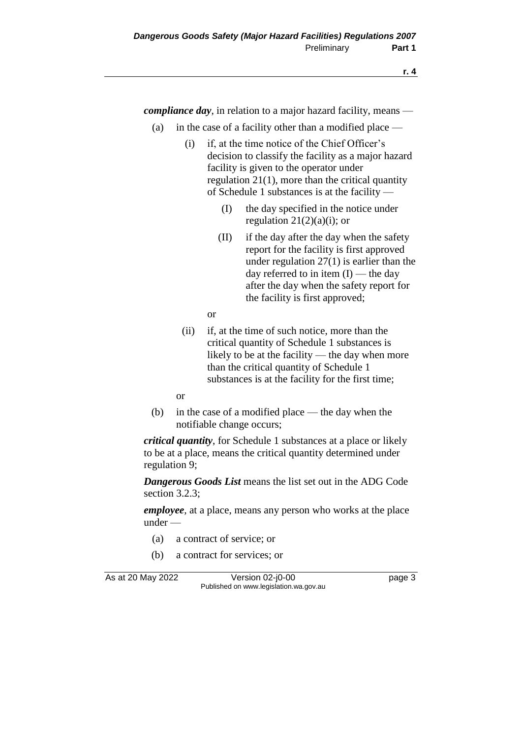***compliance day***, in relation to a major hazard facility, means —

- (a) in the case of a facility other than a modified place —
  - (i) if, at the time notice of the Chief Officer's decision to classify the facility as a major hazard facility is given to the operator under regulation 21(1), more than the critical quantity of Schedule 1 substances is at the facility —
    - (I) the day specified in the notice under regulation 21(2)(a)(i); or
    - (II) if the day after the day when the safety report for the facility is first approved under regulation 27(1) is earlier than the day referred to in item (I) — the day after the day when the safety report for the facility is first approved;

    or
  - (ii) if, at the time of such notice, more than the critical quantity of Schedule 1 substances is likely to be at the facility — the day when more than the critical quantity of Schedule 1 substances is at the facility for the first time;

  or
- (b) in the case of a modified place — the day when the notifiable change occurs;

***critical quantity***, for Schedule 1 substances at a place or likely to be at a place, means the critical quantity determined under regulation 9;

***Dangerous Goods List*** means the list set out in the ADG Code section 3.2.3;

***employee***, at a place, means any person who works at the place under —

- (a) a contract of service; or
- (b) a contract for services; or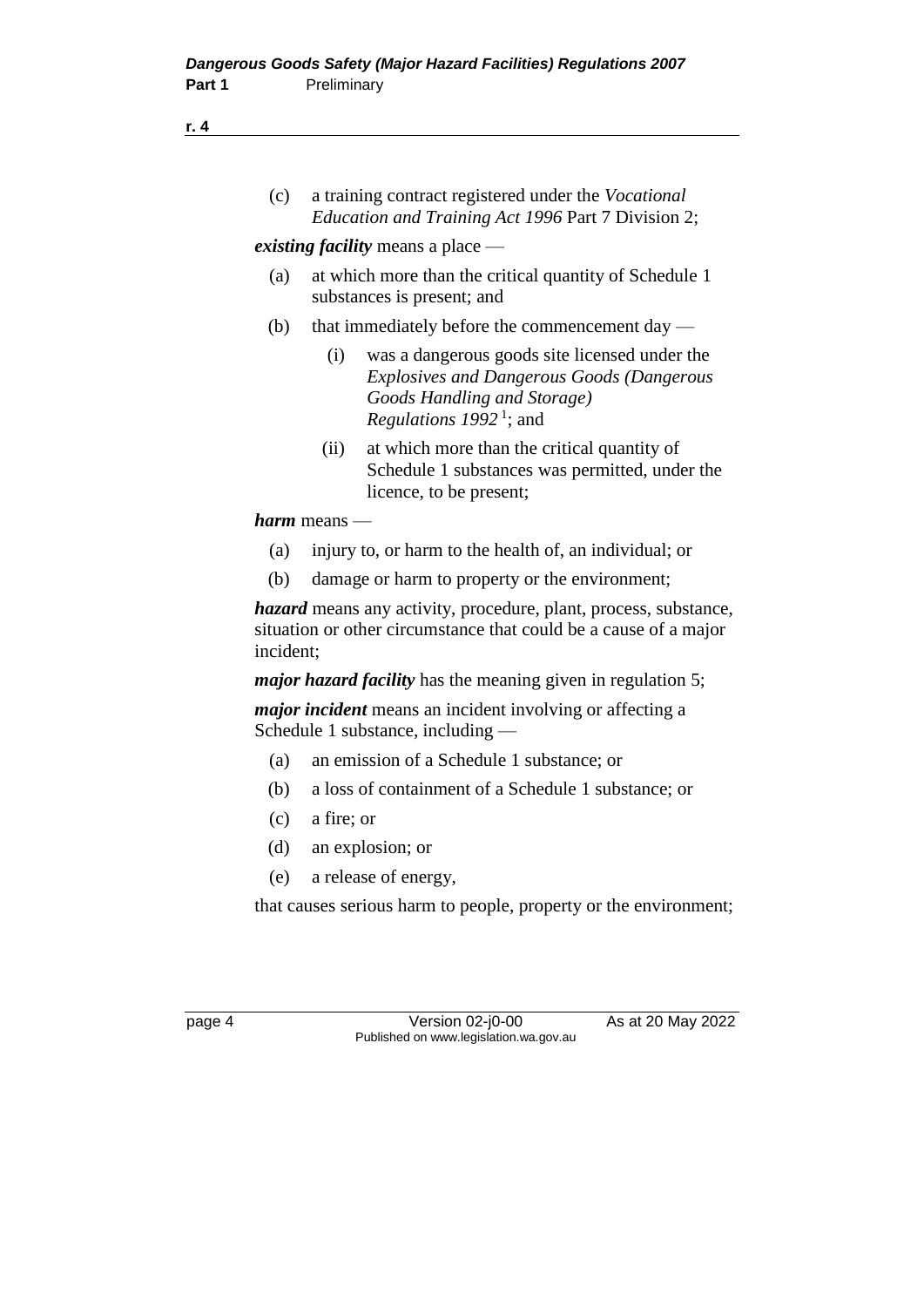(c) a training contract registered under the *Vocational Education and Training Act 1996* Part 7 Division 2;

***existing facility*** means a place —

(a) at which more than the critical quantity of Schedule 1 substances is present; and

(b) that immediately before the commencement day —

(i) was a dangerous goods site licensed under the *Explosives and Dangerous Goods (Dangerous Goods Handling and Storage) Regulations 1992* [1]; and

(ii) at which more than the critical quantity of Schedule 1 substances was permitted, under the licence, to be present;

***harm*** means —

(a) injury to, or harm to the health of, an individual; or

(b) damage or harm to property or the environment;

***hazard*** means any activity, procedure, plant, process, substance, situation or other circumstance that could be a cause of a major incident;

***major hazard facility*** has the meaning given in regulation 5;

***major incident*** means an incident involving or affecting a Schedule 1 substance, including —

(a) an emission of a Schedule 1 substance; or

(b) a loss of containment of a Schedule 1 substance; or

(c) a fire; or

(d) an explosion; or

(e) a release of energy,

that causes serious harm to people, property or the environment;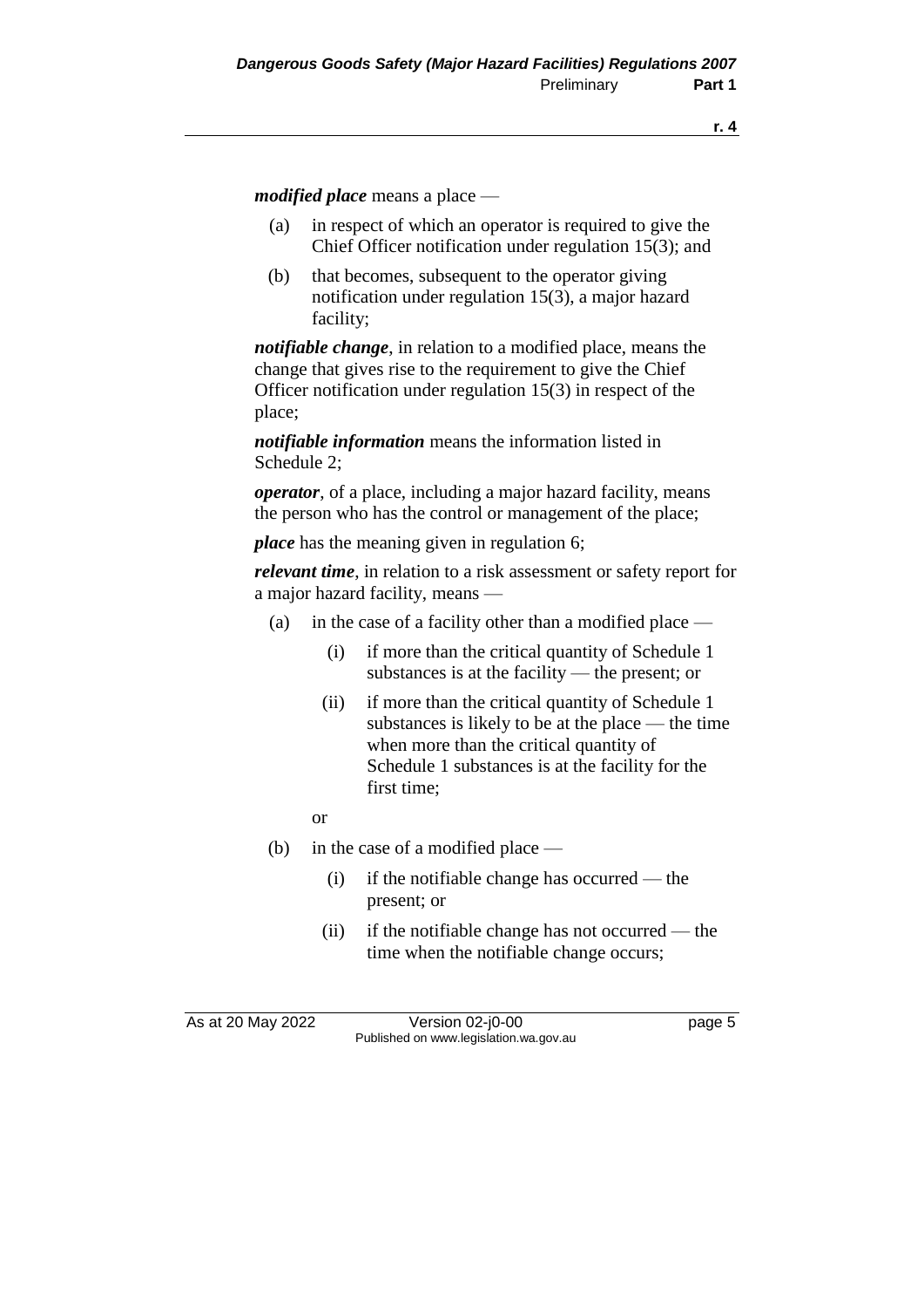***modified place*** means a place —

(a) in respect of which an operator is required to give the Chief Officer notification under regulation 15(3); and

(b) that becomes, subsequent to the operator giving notification under regulation 15(3), a major hazard facility;

***notifiable change***, in relation to a modified place, means the change that gives rise to the requirement to give the Chief Officer notification under regulation 15(3) in respect of the place;

***notifiable information*** means the information listed in Schedule 2;

***operator***, of a place, including a major hazard facility, means the person who has the control or management of the place;

***place*** has the meaning given in regulation 6;

***relevant time***, in relation to a risk assessment or safety report for a major hazard facility, means —

(a) in the case of a facility other than a modified place —

  (i) if more than the critical quantity of Schedule 1 substances is at the facility — the present; or

  (ii) if more than the critical quantity of Schedule 1 substances is likely to be at the place — the time when more than the critical quantity of Schedule 1 substances is at the facility for the first time;

  or

(b) in the case of a modified place —

  (i) if the notifiable change has occurred — the present; or

  (ii) if the notifiable change has not occurred — the time when the notifiable change occurs;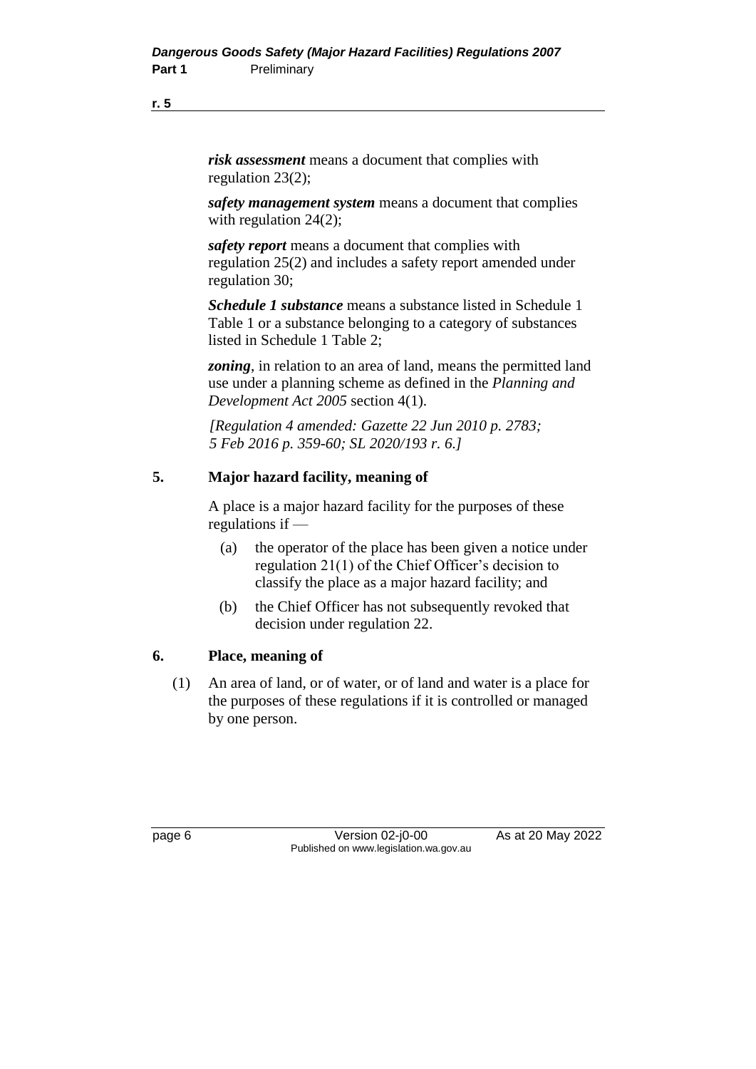***risk assessment*** means a document that complies with regulation 23(2);

***safety management system*** means a document that complies with regulation 24(2);

***safety report*** means a document that complies with regulation 25(2) and includes a safety report amended under regulation 30;

***Schedule 1 substance*** means a substance listed in Schedule 1 Table 1 or a substance belonging to a category of substances listed in Schedule 1 Table 2;

***zoning***, in relation to an area of land, means the permitted land use under a planning scheme as defined in the *Planning and Development Act 2005* section 4(1).

*[Regulation 4 amended: Gazette 22 Jun 2010 p. 2783; 5 Feb 2016 p. 359-60; SL 2020/193 r. 6.]*

## 5. Major hazard facility, meaning of

A place is a major hazard facility for the purposes of these regulations if —

(a) the operator of the place has been given a notice under regulation 21(1) of the Chief Officer's decision to classify the place as a major hazard facility; and

(b) the Chief Officer has not subsequently revoked that decision under regulation 22.

## 6. Place, meaning of

(1) An area of land, or of water, or of land and water is a place for the purposes of these regulations if it is controlled or managed by one person.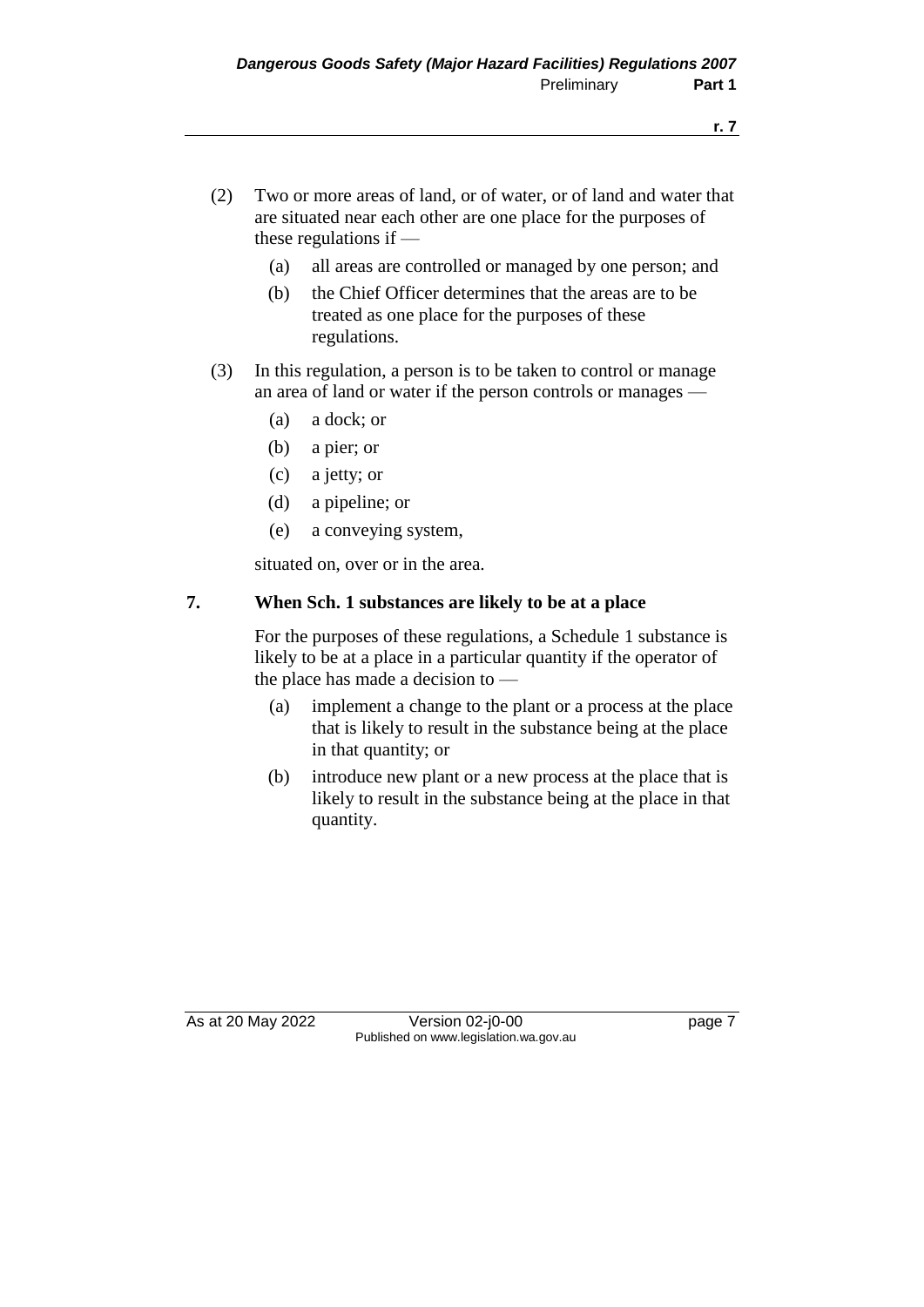(2) Two or more areas of land, or of water, or of land and water that are situated near each other are one place for the purposes of these regulations if —

  (a) all areas are controlled or managed by one person; and

  (b) the Chief Officer determines that the areas are to be treated as one place for the purposes of these regulations.

(3) In this regulation, a person is to be taken to control or manage an area of land or water if the person controls or manages —

  (a) a dock; or

  (b) a pier; or

  (c) a jetty; or

  (d) a pipeline; or

  (e) a conveying system,

situated on, over or in the area.

**7. When Sch. 1 substances are likely to be at a place**

For the purposes of these regulations, a Schedule 1 substance is likely to be at a place in a particular quantity if the operator of the place has made a decision to —

  (a) implement a change to the plant or a process at the place that is likely to result in the substance being at the place in that quantity; or

  (b) introduce new plant or a new process at the place that is likely to result in the substance being at the place in that quantity.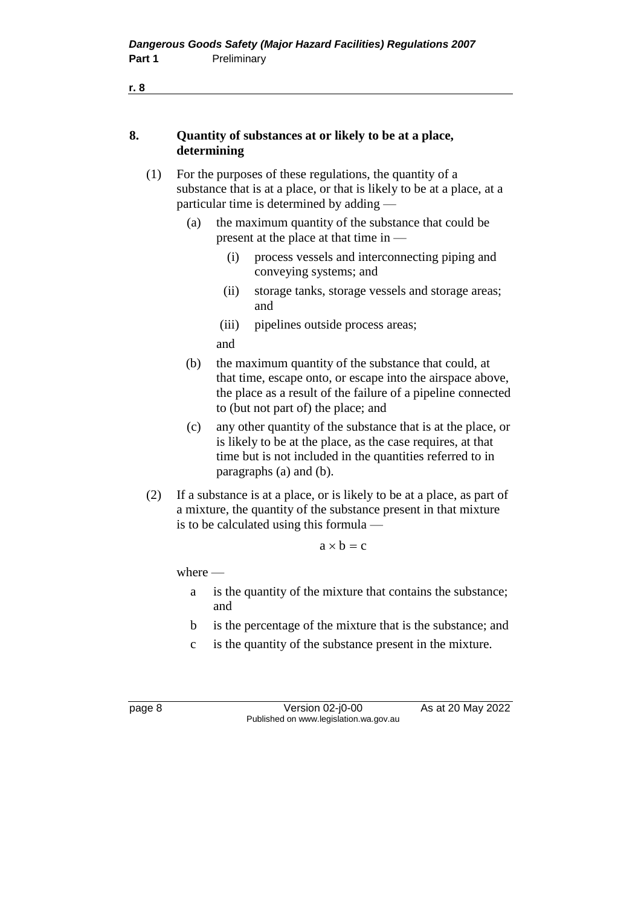## 8. Quantity of substances at or likely to be at a place, determining

(1) For the purposes of these regulations, the quantity of a substance that is at a place, or that is likely to be at a place, at a particular time is determined by adding —

- (a) the maximum quantity of the substance that could be present at the place at that time in —
  - (i) process vessels and interconnecting piping and conveying systems; and
  - (ii) storage tanks, storage vessels and storage areas; and
  - (iii) pipelines outside process areas;

  and
- (b) the maximum quantity of the substance that could, at that time, escape onto, or escape into the airspace above, the place as a result of the failure of a pipeline connected to (but not part of) the place; and
- (c) any other quantity of the substance that is at the place, or is likely to be at the place, as the case requires, at that time but is not included in the quantities referred to in paragraphs (a) and (b).

(2) If a substance is at a place, or is likely to be at a place, as part of a mixture, the quantity of the substance present in that mixture is to be calculated using this formula —

$$a \times b = c$$

where —

- a is the quantity of the mixture that contains the substance; and
- b is the percentage of the mixture that is the substance; and
- c is the quantity of the substance present in the mixture.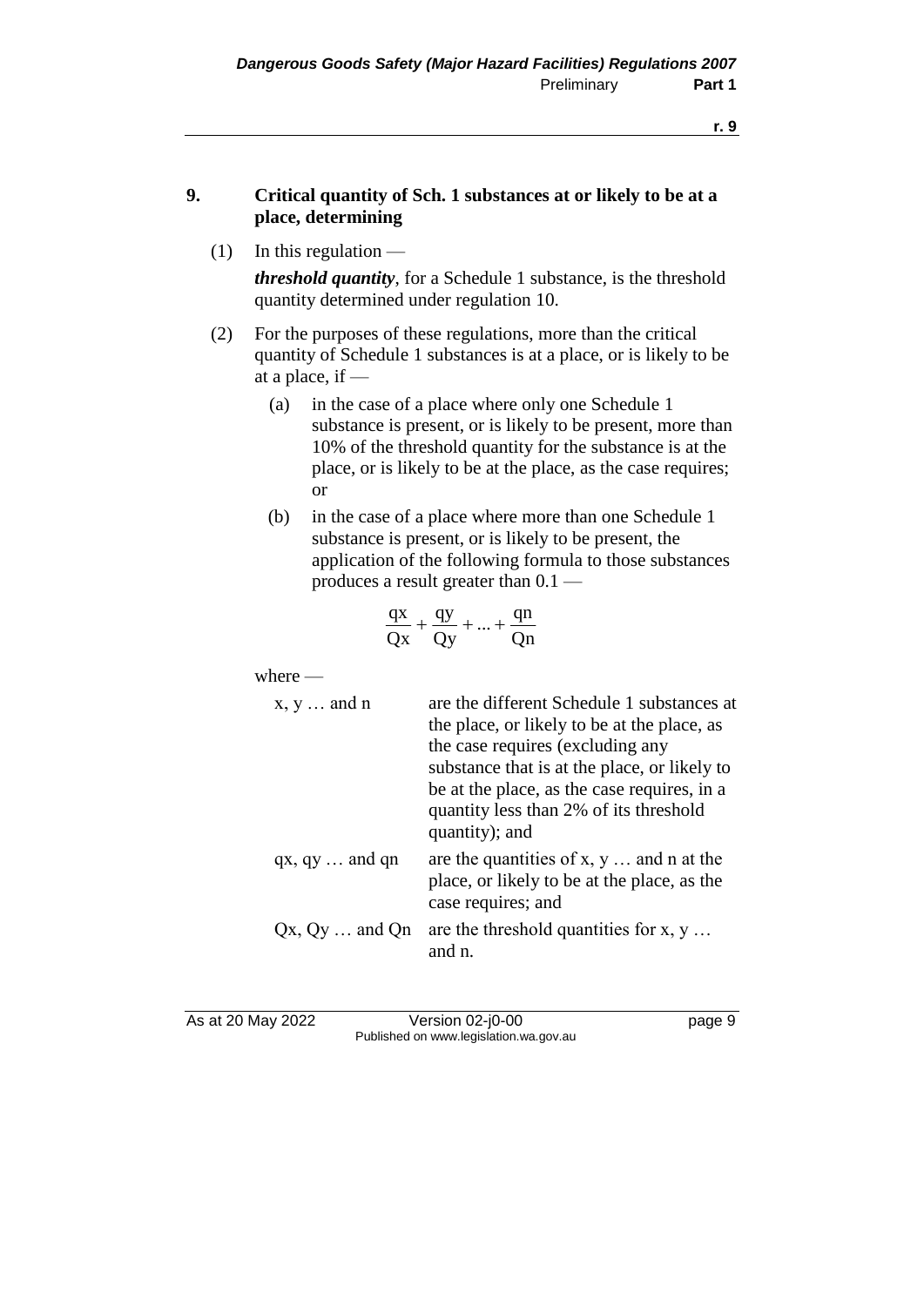## 9. Critical quantity of Sch. 1 substances at or likely to be at a place, determining

(1) In this regulation —

***threshold quantity***, for a Schedule 1 substance, is the threshold quantity determined under regulation 10.

(2) For the purposes of these regulations, more than the critical quantity of Schedule 1 substances is at a place, or is likely to be at a place, if —

(a) in the case of a place where only one Schedule 1 substance is present, or is likely to be present, more than 10% of the threshold quantity for the substance is at the place, or is likely to be at the place, as the case requires; or

(b) in the case of a place where more than one Schedule 1 substance is present, or is likely to be present, the application of the following formula to those substances produces a result greater than 0.1 —

$$\frac{qx}{Qx} + \frac{qy}{Qy} + ... + \frac{qn}{Qn}$$

where —

| | |
|---|---|
| x, y … and n | are the different Schedule 1 substances at the place, or likely to be at the place, as the case requires (excluding any substance that is at the place, or likely to be at the place, as the case requires, in a quantity less than 2% of its threshold quantity); and |
| qx, qy … and qn | are the quantities of x, y … and n at the place, or likely to be at the place, as the case requires; and |
| Qx, Qy … and Qn | are the threshold quantities for x, y … and n. |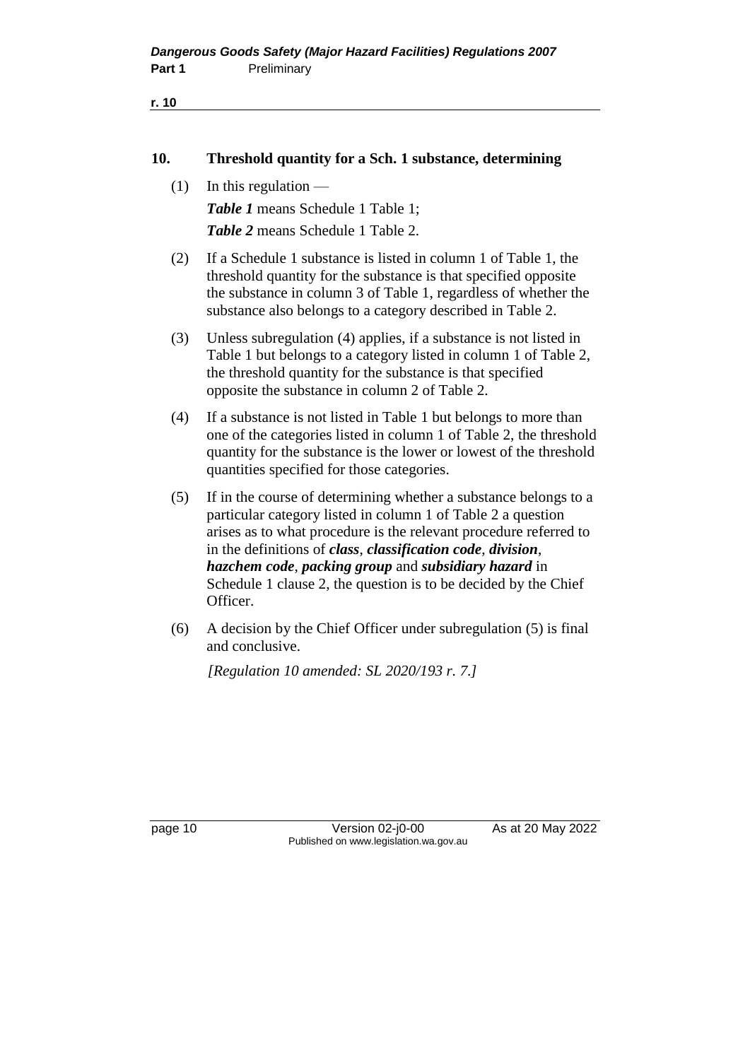## 10. Threshold quantity for a Sch. 1 substance, determining

(1) In this regulation —

***Table 1*** means Schedule 1 Table 1;

***Table 2*** means Schedule 1 Table 2.

(2) If a Schedule 1 substance is listed in column 1 of Table 1, the threshold quantity for the substance is that specified opposite the substance in column 3 of Table 1, regardless of whether the substance also belongs to a category described in Table 2.

(3) Unless subregulation (4) applies, if a substance is not listed in Table 1 but belongs to a category listed in column 1 of Table 2, the threshold quantity for the substance is that specified opposite the substance in column 2 of Table 2.

(4) If a substance is not listed in Table 1 but belongs to more than one of the categories listed in column 1 of Table 2, the threshold quantity for the substance is the lower or lowest of the threshold quantities specified for those categories.

(5) If in the course of determining whether a substance belongs to a particular category listed in column 1 of Table 2 a question arises as to what procedure is the relevant procedure referred to in the definitions of ***class***, ***classification code***, ***division***, ***hazchem code***, ***packing group*** and ***subsidiary hazard*** in Schedule 1 clause 2, the question is to be decided by the Chief Officer.

(6) A decision by the Chief Officer under subregulation (5) is final and conclusive.

*[Regulation 10 amended: SL 2020/193 r. 7.]*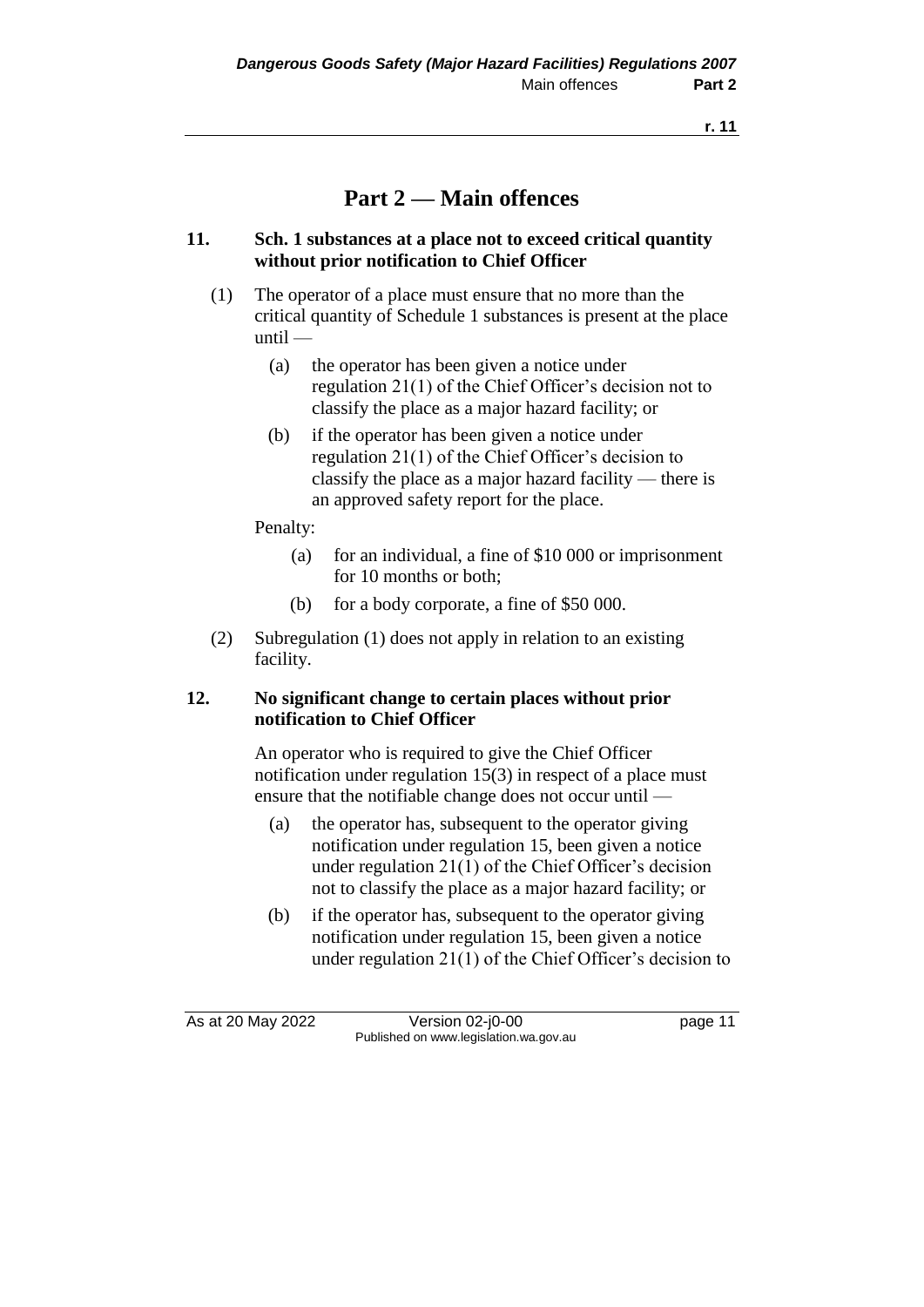# Part 2 — Main offences

**11. Sch. 1 substances at a place not to exceed critical quantity without prior notification to Chief Officer**

(1) The operator of a place must ensure that no more than the critical quantity of Schedule 1 substances is present at the place until —

(a) the operator has been given a notice under regulation 21(1) of the Chief Officer's decision not to classify the place as a major hazard facility; or

(b) if the operator has been given a notice under regulation 21(1) of the Chief Officer's decision to classify the place as a major hazard facility — there is an approved safety report for the place.

Penalty:

(a) for an individual, a fine of $10 000 or imprisonment for 10 months or both;

(b) for a body corporate, a fine of $50 000.

(2) Subregulation (1) does not apply in relation to an existing facility.

**12. No significant change to certain places without prior notification to Chief Officer**

An operator who is required to give the Chief Officer notification under regulation 15(3) in respect of a place must ensure that the notifiable change does not occur until —

(a) the operator has, subsequent to the operator giving notification under regulation 15, been given a notice under regulation 21(1) of the Chief Officer's decision not to classify the place as a major hazard facility; or

(b) if the operator has, subsequent to the operator giving notification under regulation 15, been given a notice under regulation 21(1) of the Chief Officer's decision to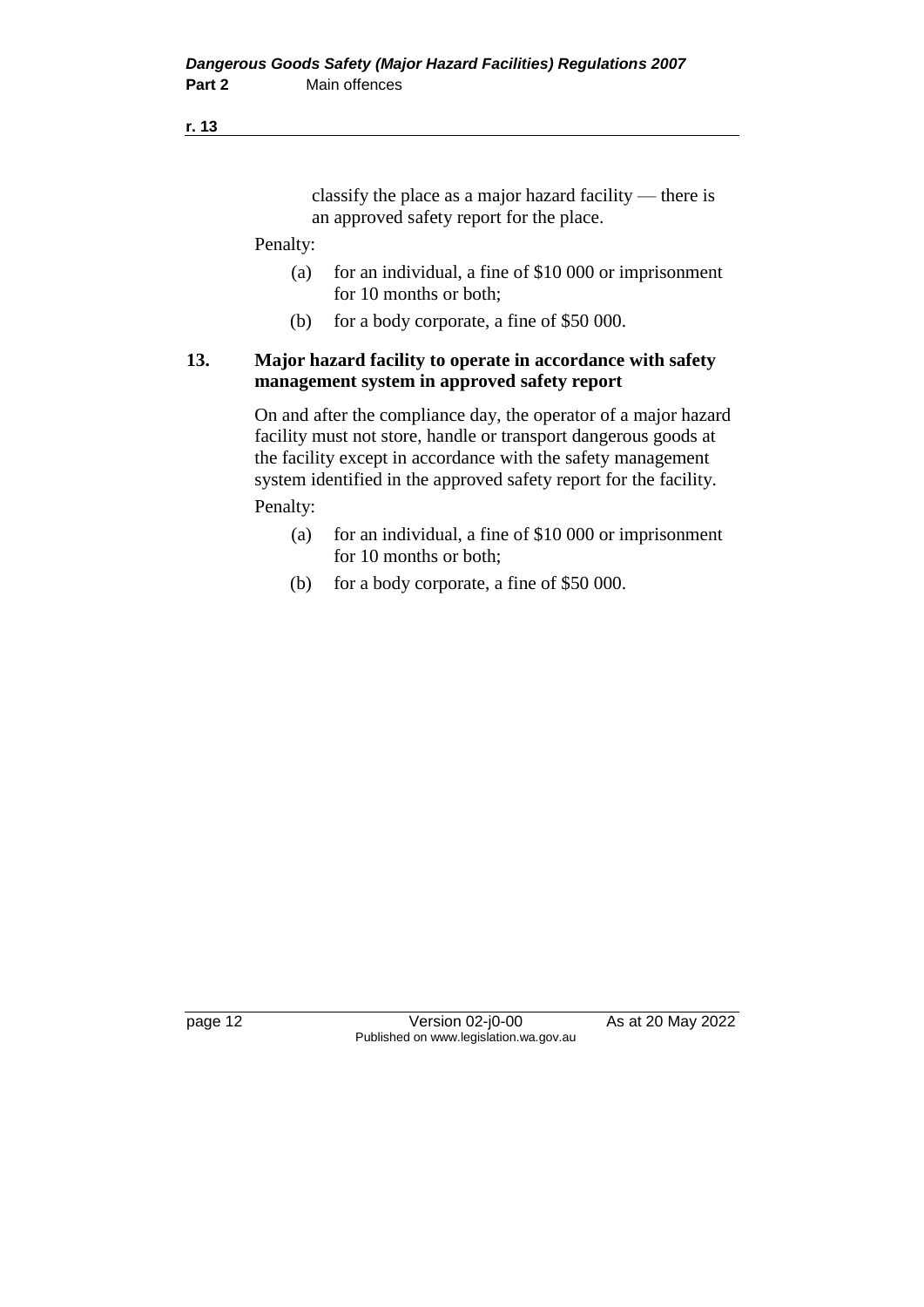classify the place as a major hazard facility — there is an approved safety report for the place.

Penalty:

(a) for an individual, a fine of $10 000 or imprisonment for 10 months or both;

(b) for a body corporate, a fine of $50 000.

**13. Major hazard facility to operate in accordance with safety management system in approved safety report**

On and after the compliance day, the operator of a major hazard facility must not store, handle or transport dangerous goods at the facility except in accordance with the safety management system identified in the approved safety report for the facility.

Penalty:

(a) for an individual, a fine of $10 000 or imprisonment for 10 months or both;

(b) for a body corporate, a fine of $50 000.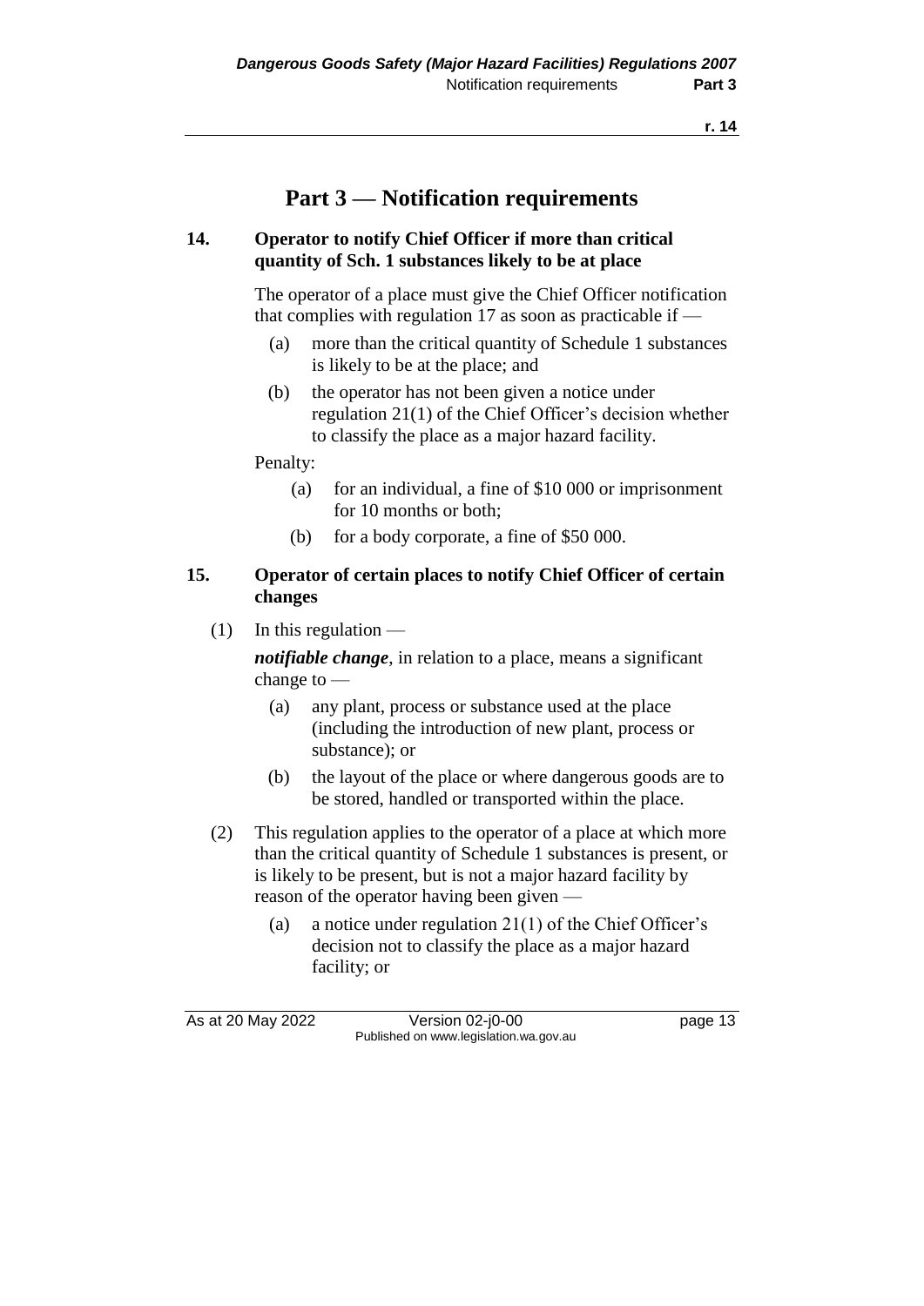# Part 3 — Notification requirements

## 14. Operator to notify Chief Officer if more than critical quantity of Sch. 1 substances likely to be at place

The operator of a place must give the Chief Officer notification that complies with regulation 17 as soon as practicable if —

(a) more than the critical quantity of Schedule 1 substances is likely to be at the place; and

(b) the operator has not been given a notice under regulation 21(1) of the Chief Officer's decision whether to classify the place as a major hazard facility.

Penalty:

(a) for an individual, a fine of $10 000 or imprisonment for 10 months or both;

(b) for a body corporate, a fine of $50 000.

## 15. Operator of certain places to notify Chief Officer of certain changes

(1) In this regulation —

***notifiable change***, in relation to a place, means a significant change to —

(a) any plant, process or substance used at the place (including the introduction of new plant, process or substance); or

(b) the layout of the place or where dangerous goods are to be stored, handled or transported within the place.

(2) This regulation applies to the operator of a place at which more than the critical quantity of Schedule 1 substances is present, or is likely to be present, but is not a major hazard facility by reason of the operator having been given —

(a) a notice under regulation 21(1) of the Chief Officer's decision not to classify the place as a major hazard facility; or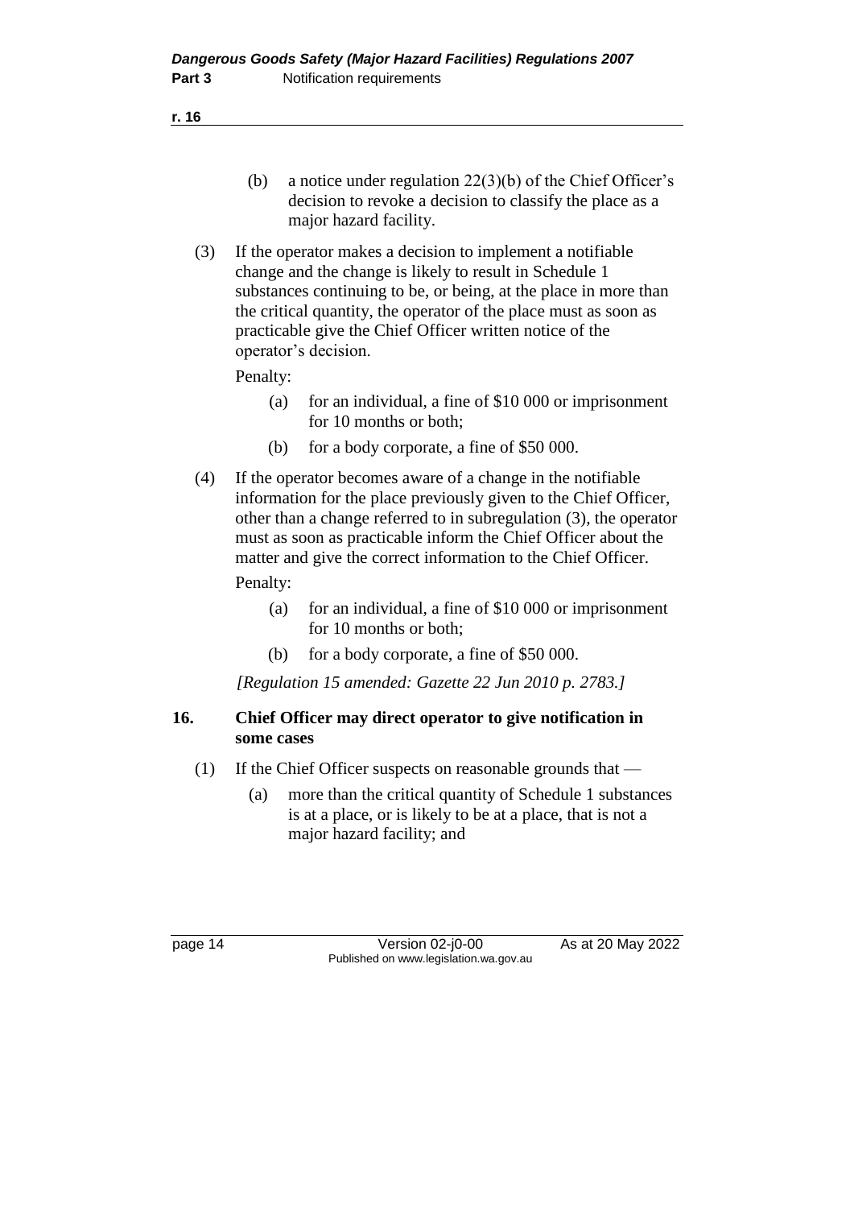(b) a notice under regulation 22(3)(b) of the Chief Officer's decision to revoke a decision to classify the place as a major hazard facility.

(3) If the operator makes a decision to implement a notifiable change and the change is likely to result in Schedule 1 substances continuing to be, or being, at the place in more than the critical quantity, the operator of the place must as soon as practicable give the Chief Officer written notice of the operator's decision.

Penalty:

(a) for an individual, a fine of $10 000 or imprisonment for 10 months or both;

(b) for a body corporate, a fine of $50 000.

(4) If the operator becomes aware of a change in the notifiable information for the place previously given to the Chief Officer, other than a change referred to in subregulation (3), the operator must as soon as practicable inform the Chief Officer about the matter and give the correct information to the Chief Officer.

Penalty:

(a) for an individual, a fine of $10 000 or imprisonment for 10 months or both;

(b) for a body corporate, a fine of $50 000.

*[Regulation 15 amended: Gazette 22 Jun 2010 p. 2783.]*

### 16. Chief Officer may direct operator to give notification in some cases

(1) If the Chief Officer suspects on reasonable grounds that —

(a) more than the critical quantity of Schedule 1 substances is at a place, or is likely to be at a place, that is not a major hazard facility; and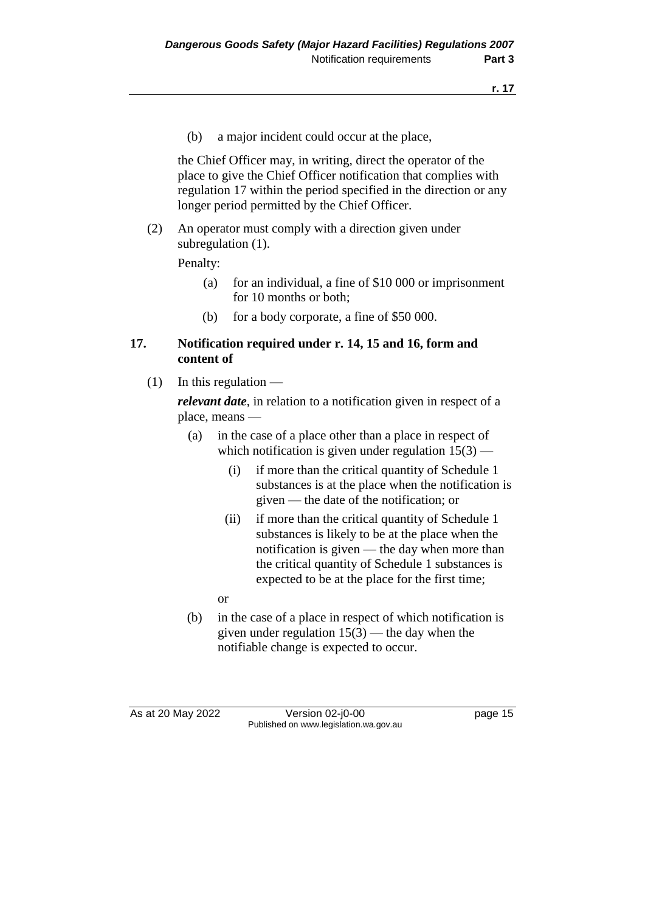(b) a major incident could occur at the place,

the Chief Officer may, in writing, direct the operator of the place to give the Chief Officer notification that complies with regulation 17 within the period specified in the direction or any longer period permitted by the Chief Officer.

(2) An operator must comply with a direction given under subregulation (1).

Penalty:

(a) for an individual, a fine of $10 000 or imprisonment for 10 months or both;

(b) for a body corporate, a fine of $50 000.

### 17. Notification required under r. 14, 15 and 16, form and content of

(1) In this regulation —

***relevant date***, in relation to a notification given in respect of a place, means —

(a) in the case of a place other than a place in respect of which notification is given under regulation 15(3) —

(i) if more than the critical quantity of Schedule 1 substances is at the place when the notification is given — the date of the notification; or

(ii) if more than the critical quantity of Schedule 1 substances is likely to be at the place when the notification is given — the day when more than the critical quantity of Schedule 1 substances is expected to be at the place for the first time;

or

(b) in the case of a place in respect of which notification is given under regulation 15(3) — the day when the notifiable change is expected to occur.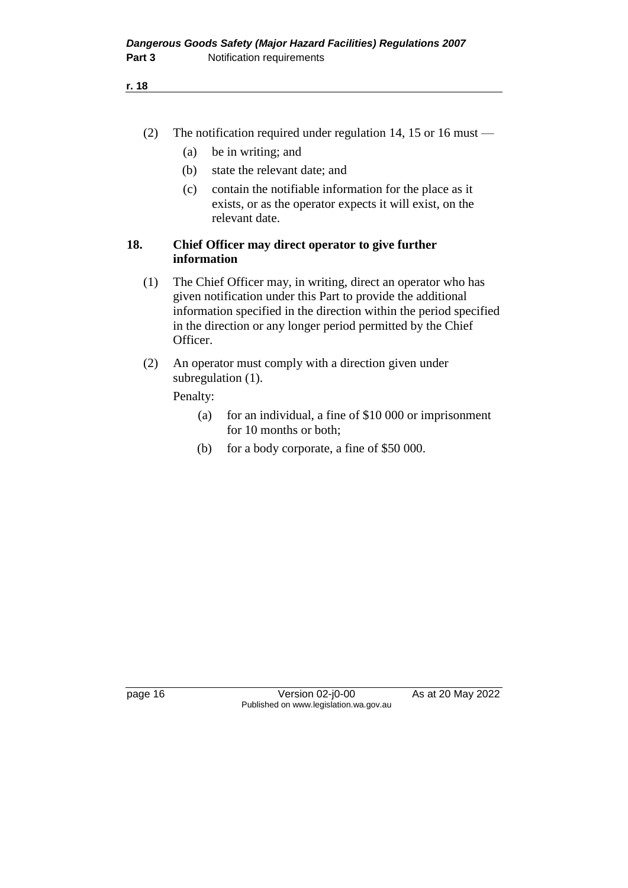(2) The notification required under regulation 14, 15 or 16 must —

(a) be in writing; and

(b) state the relevant date; and

(c) contain the notifiable information for the place as it exists, or as the operator expects it will exist, on the relevant date.

**18. Chief Officer may direct operator to give further information**

(1) The Chief Officer may, in writing, direct an operator who has given notification under this Part to provide the additional information specified in the direction within the period specified in the direction or any longer period permitted by the Chief Officer.

(2) An operator must comply with a direction given under subregulation (1).

Penalty:

(a) for an individual, a fine of $10 000 or imprisonment for 10 months or both;

(b) for a body corporate, a fine of $50 000.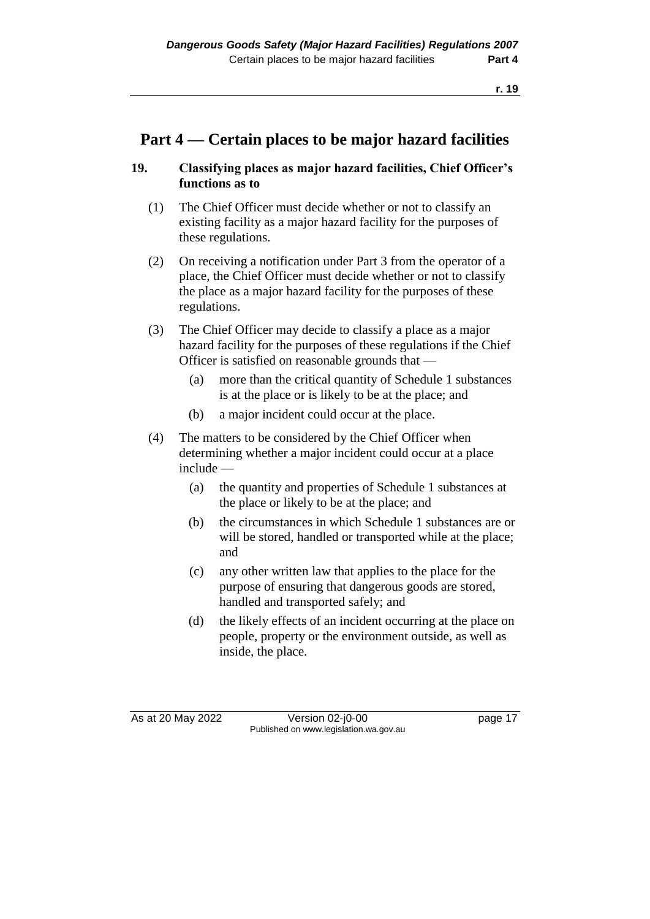# Part 4 — Certain places to be major hazard facilities

### 19. Classifying places as major hazard facilities, Chief Officer's functions as to

(1) The Chief Officer must decide whether or not to classify an existing facility as a major hazard facility for the purposes of these regulations.

(2) On receiving a notification under Part 3 from the operator of a place, the Chief Officer must decide whether or not to classify the place as a major hazard facility for the purposes of these regulations.

(3) The Chief Officer may decide to classify a place as a major hazard facility for the purposes of these regulations if the Chief Officer is satisfied on reasonable grounds that —

- (a) more than the critical quantity of Schedule 1 substances is at the place or is likely to be at the place; and
- (b) a major incident could occur at the place.

(4) The matters to be considered by the Chief Officer when determining whether a major incident could occur at a place include —

- (a) the quantity and properties of Schedule 1 substances at the place or likely to be at the place; and
- (b) the circumstances in which Schedule 1 substances are or will be stored, handled or transported while at the place; and
- (c) any other written law that applies to the place for the purpose of ensuring that dangerous goods are stored, handled and transported safely; and
- (d) the likely effects of an incident occurring at the place on people, property or the environment outside, as well as inside, the place.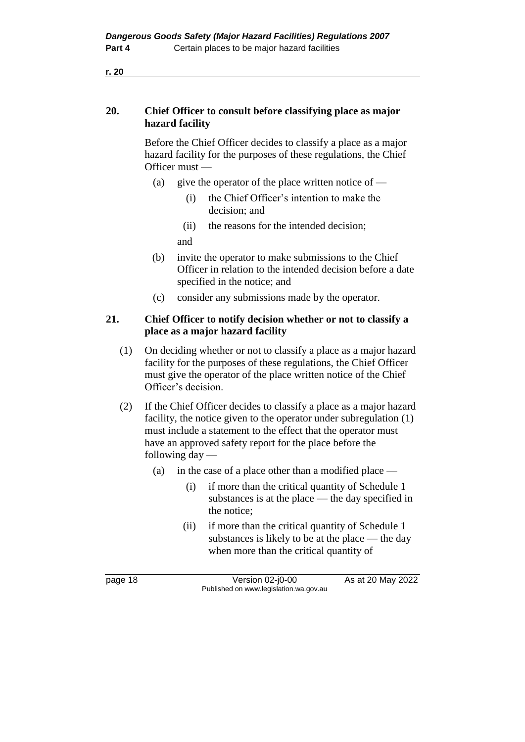## 20. Chief Officer to consult before classifying place as major hazard facility

Before the Chief Officer decides to classify a place as a major hazard facility for the purposes of these regulations, the Chief Officer must —

- (a) give the operator of the place written notice of —
  - (i) the Chief Officer's intention to make the decision; and
  - (ii) the reasons for the intended decision;

  and
- (b) invite the operator to make submissions to the Chief Officer in relation to the intended decision before a date specified in the notice; and
- (c) consider any submissions made by the operator.

## 21. Chief Officer to notify decision whether or not to classify a place as a major hazard facility

(1) On deciding whether or not to classify a place as a major hazard facility for the purposes of these regulations, the Chief Officer must give the operator of the place written notice of the Chief Officer's decision.

(2) If the Chief Officer decides to classify a place as a major hazard facility, the notice given to the operator under subregulation (1) must include a statement to the effect that the operator must have an approved safety report for the place before the following day —

- (a) in the case of a place other than a modified place —
  - (i) if more than the critical quantity of Schedule 1 substances is at the place — the day specified in the notice;
  - (ii) if more than the critical quantity of Schedule 1 substances is likely to be at the place — the day when more than the critical quantity of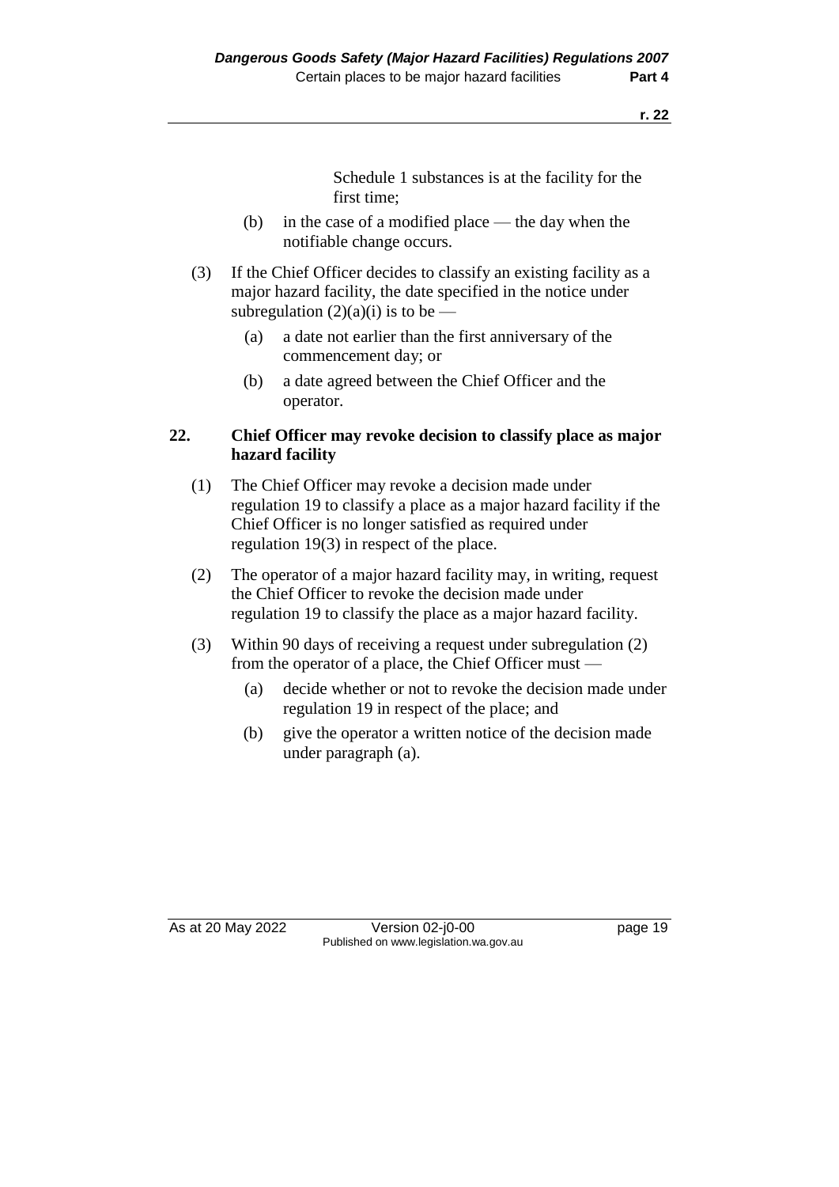Schedule 1 substances is at the facility for the first time;

(b) in the case of a modified place — the day when the notifiable change occurs.

(3) If the Chief Officer decides to classify an existing facility as a major hazard facility, the date specified in the notice under subregulation (2)(a)(i) is to be —

(a) a date not earlier than the first anniversary of the commencement day; or

(b) a date agreed between the Chief Officer and the operator.

## 22. Chief Officer may revoke decision to classify place as major hazard facility

(1) The Chief Officer may revoke a decision made under regulation 19 to classify a place as a major hazard facility if the Chief Officer is no longer satisfied as required under regulation 19(3) in respect of the place.

(2) The operator of a major hazard facility may, in writing, request the Chief Officer to revoke the decision made under regulation 19 to classify the place as a major hazard facility.

(3) Within 90 days of receiving a request under subregulation (2) from the operator of a place, the Chief Officer must —

(a) decide whether or not to revoke the decision made under regulation 19 in respect of the place; and

(b) give the operator a written notice of the decision made under paragraph (a).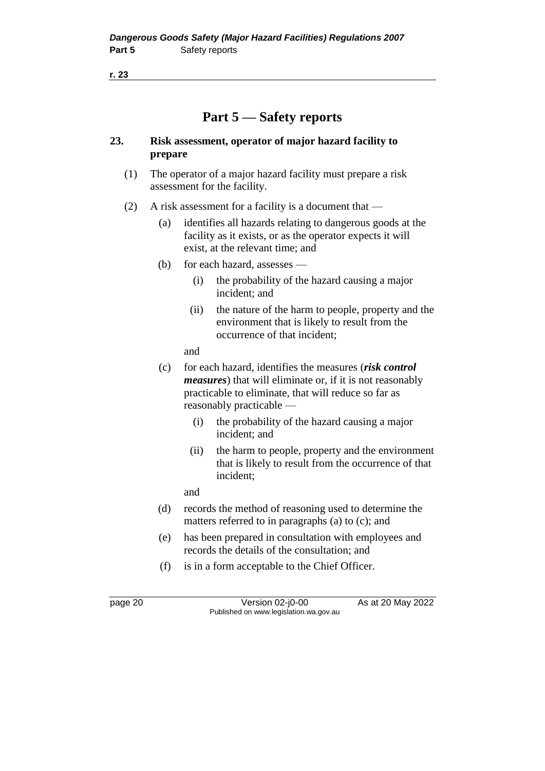# Part 5 — Safety reports

## 23. Risk assessment, operator of major hazard facility to prepare

(1) The operator of a major hazard facility must prepare a risk assessment for the facility.

(2) A risk assessment for a facility is a document that —

   (a) identifies all hazards relating to dangerous goods at the facility as it exists, or as the operator expects it will exist, at the relevant time; and

   (b) for each hazard, assesses —

      (i) the probability of the hazard causing a major incident; and

      (ii) the nature of the harm to people, property and the environment that is likely to result from the occurrence of that incident;

   and

   (c) for each hazard, identifies the measures (***risk control measures***) that will eliminate or, if it is not reasonably practicable to eliminate, that will reduce so far as reasonably practicable —

      (i) the probability of the hazard causing a major incident; and

      (ii) the harm to people, property and the environment that is likely to result from the occurrence of that incident;

   and

   (d) records the method of reasoning used to determine the matters referred to in paragraphs (a) to (c); and

   (e) has been prepared in consultation with employees and records the details of the consultation; and

   (f) is in a form acceptable to the Chief Officer.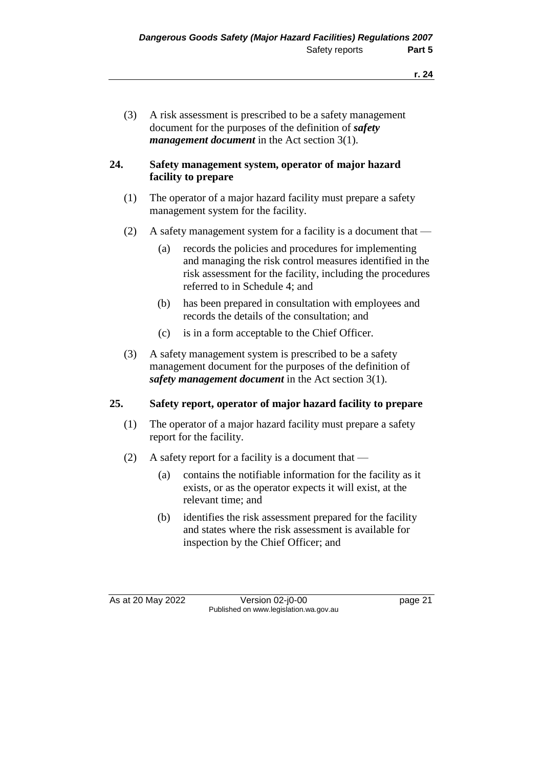(3) A risk assessment is prescribed to be a safety management document for the purposes of the definition of ***safety management document*** in the Act section 3(1).

### 24. Safety management system, operator of major hazard facility to prepare

(1) The operator of a major hazard facility must prepare a safety management system for the facility.

(2) A safety management system for a facility is a document that —

(a) records the policies and procedures for implementing and managing the risk control measures identified in the risk assessment for the facility, including the procedures referred to in Schedule 4; and

(b) has been prepared in consultation with employees and records the details of the consultation; and

(c) is in a form acceptable to the Chief Officer.

(3) A safety management system is prescribed to be a safety management document for the purposes of the definition of ***safety management document*** in the Act section 3(1).

### 25. Safety report, operator of major hazard facility to prepare

(1) The operator of a major hazard facility must prepare a safety report for the facility.

(2) A safety report for a facility is a document that —

(a) contains the notifiable information for the facility as it exists, or as the operator expects it will exist, at the relevant time; and

(b) identifies the risk assessment prepared for the facility and states where the risk assessment is available for inspection by the Chief Officer; and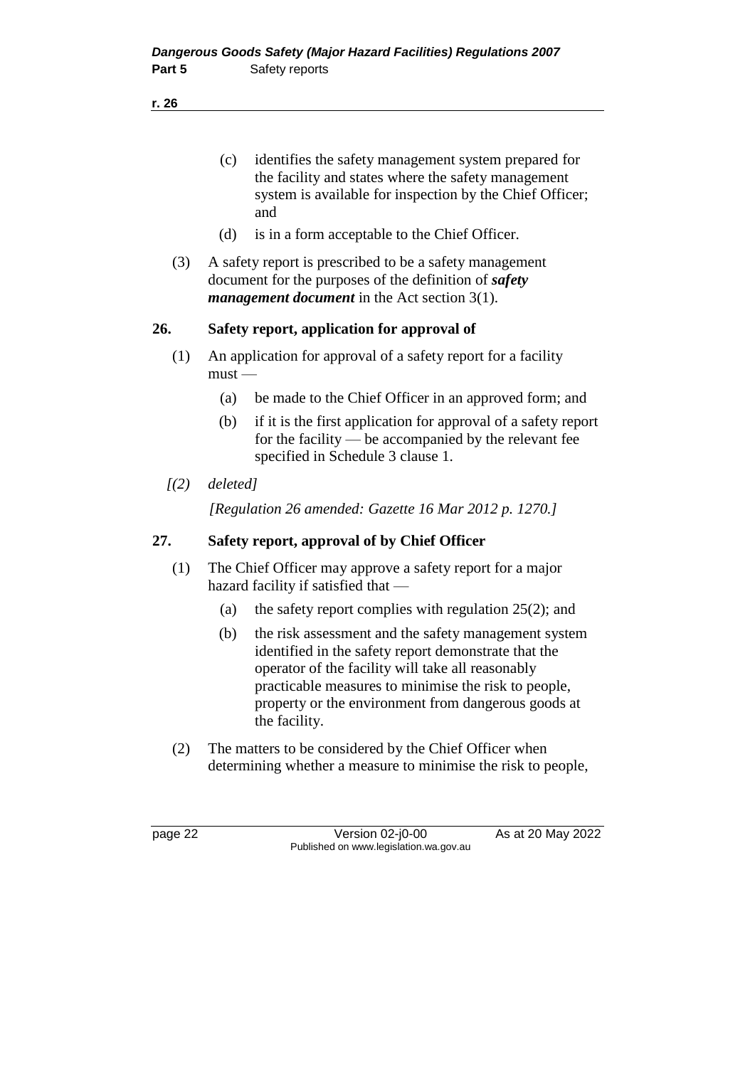(c) identifies the safety management system prepared for the facility and states where the safety management system is available for inspection by the Chief Officer; and

(d) is in a form acceptable to the Chief Officer.

(3) A safety report is prescribed to be a safety management document for the purposes of the definition of ***safety management document*** in the Act section 3(1).

## 26. Safety report, application for approval of

(1) An application for approval of a safety report for a facility must —

(a) be made to the Chief Officer in an approved form; and

(b) if it is the first application for approval of a safety report for the facility — be accompanied by the relevant fee specified in Schedule 3 clause 1.

*[(2) deleted]*

*[Regulation 26 amended: Gazette 16 Mar 2012 p. 1270.]*

## 27. Safety report, approval of by Chief Officer

(1) The Chief Officer may approve a safety report for a major hazard facility if satisfied that —

(a) the safety report complies with regulation 25(2); and

(b) the risk assessment and the safety management system identified in the safety report demonstrate that the operator of the facility will take all reasonably practicable measures to minimise the risk to people, property or the environment from dangerous goods at the facility.

(2) The matters to be considered by the Chief Officer when determining whether a measure to minimise the risk to people,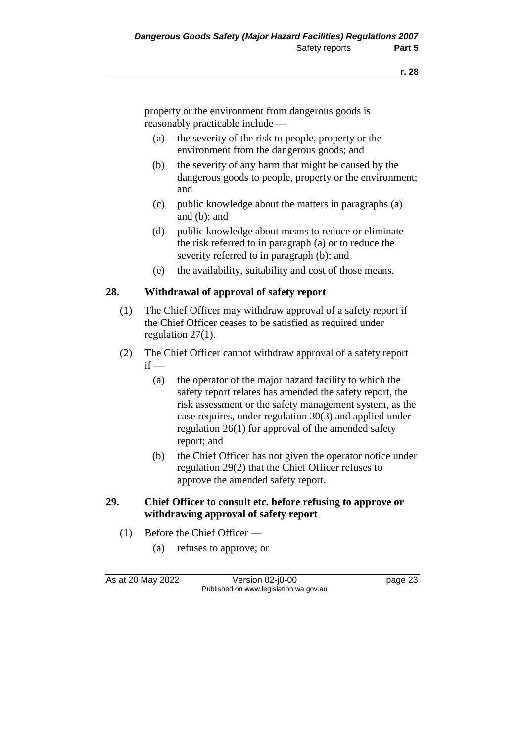property or the environment from dangerous goods is reasonably practicable include —

(a) the severity of the risk to people, property or the environment from the dangerous goods; and

(b) the severity of any harm that might be caused by the dangerous goods to people, property or the environment; and

(c) public knowledge about the matters in paragraphs (a) and (b); and

(d) public knowledge about means to reduce or eliminate the risk referred to in paragraph (a) or to reduce the severity referred to in paragraph (b); and

(e) the availability, suitability and cost of those means.

### 28. Withdrawal of approval of safety report

(1) The Chief Officer may withdraw approval of a safety report if the Chief Officer ceases to be satisfied as required under regulation 27(1).

(2) The Chief Officer cannot withdraw approval of a safety report if —

(a) the operator of the major hazard facility to which the safety report relates has amended the safety report, the risk assessment or the safety management system, as the case requires, under regulation 30(3) and applied under regulation 26(1) for approval of the amended safety report; and

(b) the Chief Officer has not given the operator notice under regulation 29(2) that the Chief Officer refuses to approve the amended safety report.

### 29. Chief Officer to consult etc. before refusing to approve or withdrawing approval of safety report

(1) Before the Chief Officer —

(a) refuses to approve; or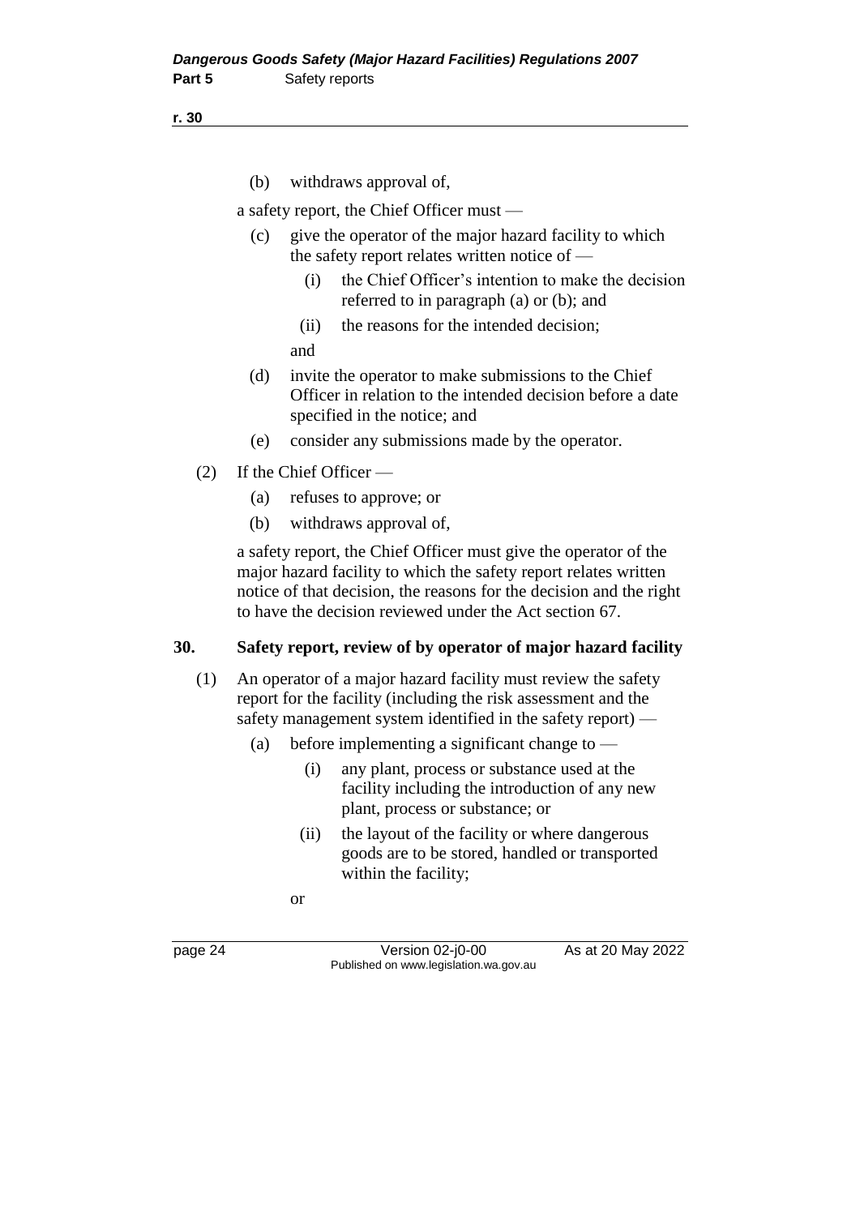(b) withdraws approval of,

a safety report, the Chief Officer must —

(c) give the operator of the major hazard facility to which the safety report relates written notice of —

(i) the Chief Officer's intention to make the decision referred to in paragraph (a) or (b); and

(ii) the reasons for the intended decision;

and

(d) invite the operator to make submissions to the Chief Officer in relation to the intended decision before a date specified in the notice; and

(e) consider any submissions made by the operator.

(2) If the Chief Officer —

(a) refuses to approve; or

(b) withdraws approval of,

a safety report, the Chief Officer must give the operator of the major hazard facility to which the safety report relates written notice of that decision, the reasons for the decision and the right to have the decision reviewed under the Act section 67.

## 30. Safety report, review of by operator of major hazard facility

(1) An operator of a major hazard facility must review the safety report for the facility (including the risk assessment and the safety management system identified in the safety report) —

(a) before implementing a significant change to —

(i) any plant, process or substance used at the facility including the introduction of any new plant, process or substance; or

(ii) the layout of the facility or where dangerous goods are to be stored, handled or transported within the facility;

or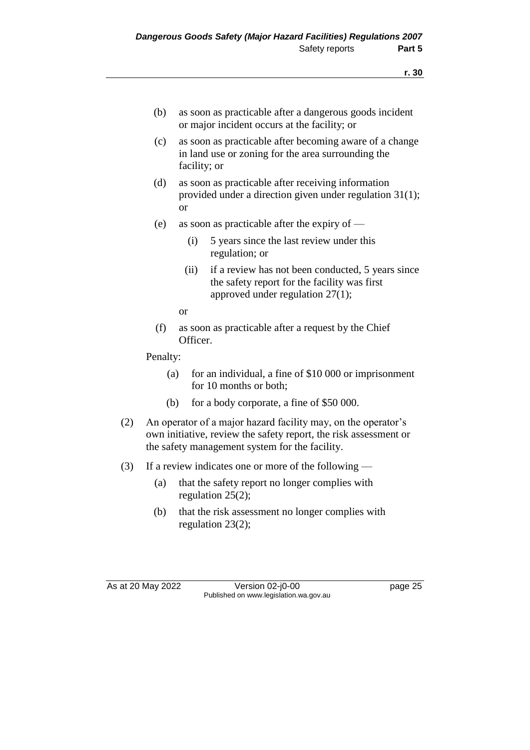(b) as soon as practicable after a dangerous goods incident or major incident occurs at the facility; or

(c) as soon as practicable after becoming aware of a change in land use or zoning for the area surrounding the facility; or

(d) as soon as practicable after receiving information provided under a direction given under regulation 31(1); or

(e) as soon as practicable after the expiry of —

(i) 5 years since the last review under this regulation; or

(ii) if a review has not been conducted, 5 years since the safety report for the facility was first approved under regulation 27(1);

or

(f) as soon as practicable after a request by the Chief Officer.

Penalty:

(a) for an individual, a fine of $10 000 or imprisonment for 10 months or both;

(b) for a body corporate, a fine of $50 000.

(2) An operator of a major hazard facility may, on the operator's own initiative, review the safety report, the risk assessment or the safety management system for the facility.

(3) If a review indicates one or more of the following —

(a) that the safety report no longer complies with regulation 25(2);

(b) that the risk assessment no longer complies with regulation 23(2);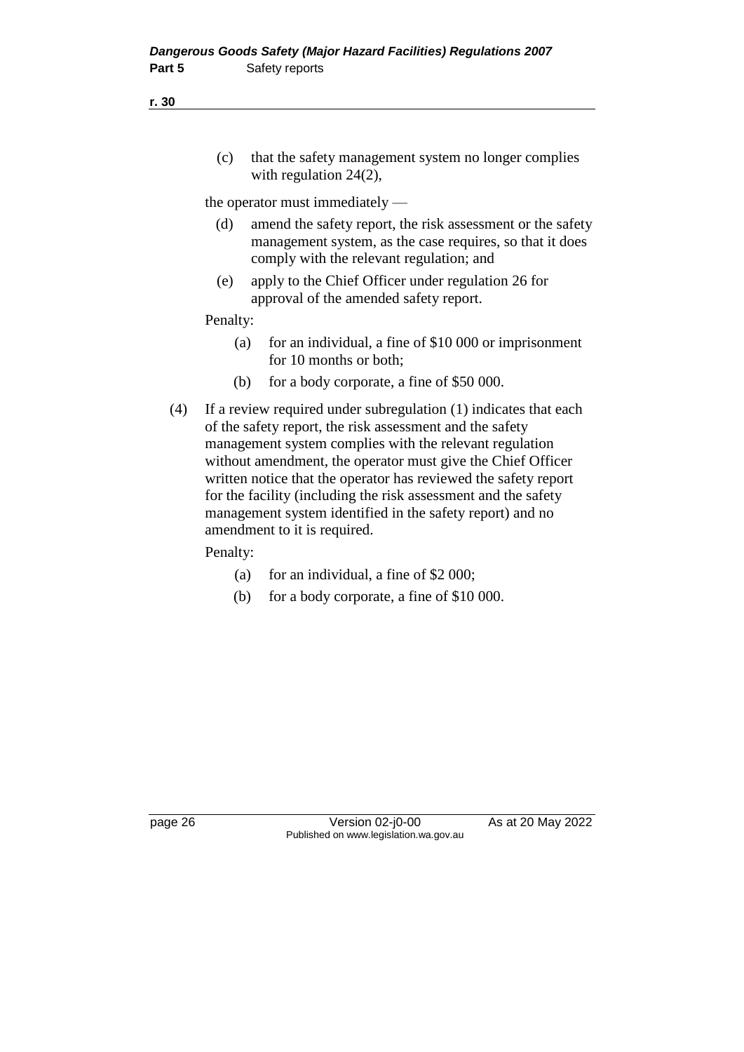(c) that the safety management system no longer complies with regulation 24(2),

the operator must immediately —

(d) amend the safety report, the risk assessment or the safety management system, as the case requires, so that it does comply with the relevant regulation; and

(e) apply to the Chief Officer under regulation 26 for approval of the amended safety report.

Penalty:

(a) for an individual, a fine of \$10 000 or imprisonment for 10 months or both;

(b) for a body corporate, a fine of \$50 000.

(4) If a review required under subregulation (1) indicates that each of the safety report, the risk assessment and the safety management system complies with the relevant regulation without amendment, the operator must give the Chief Officer written notice that the operator has reviewed the safety report for the facility (including the risk assessment and the safety management system identified in the safety report) and no amendment to it is required.

Penalty:

(a) for an individual, a fine of \$2 000;

(b) for a body corporate, a fine of \$10 000.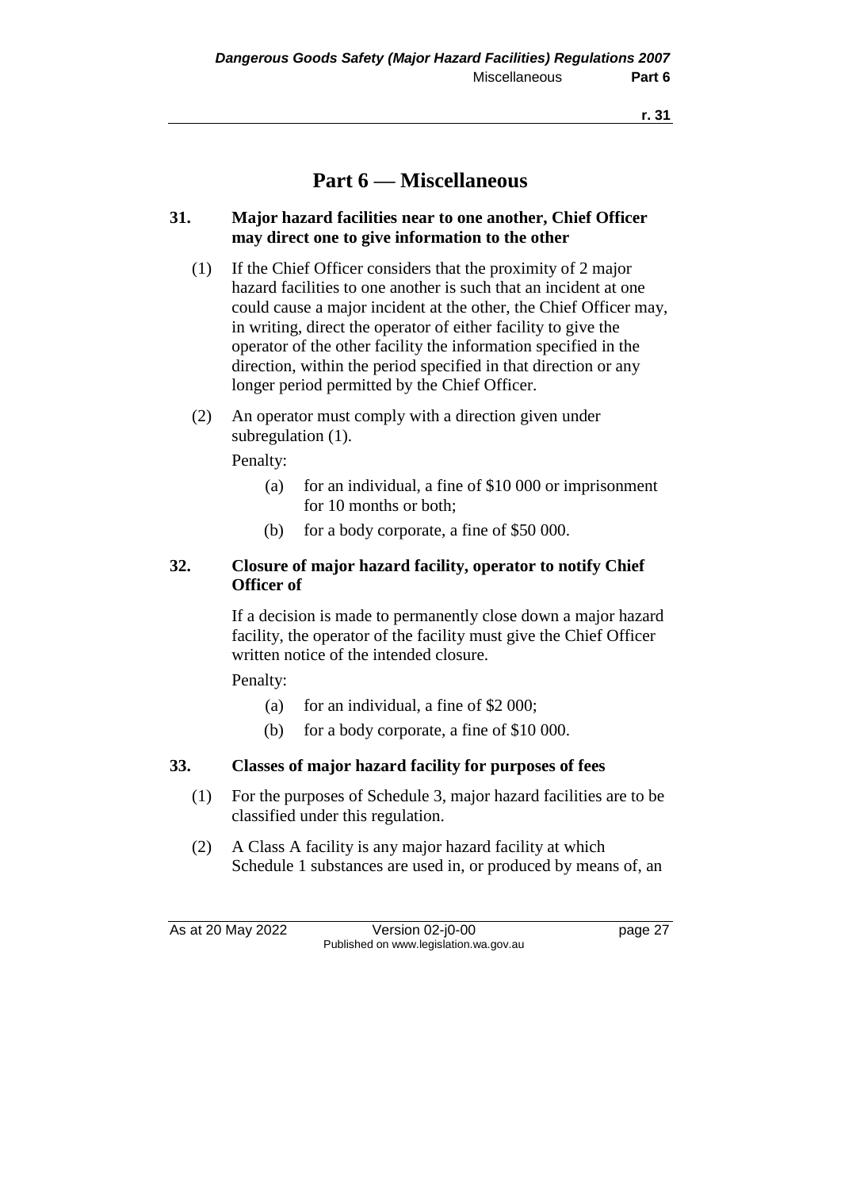# Part 6 — Miscellaneous

### 31. Major hazard facilities near to one another, Chief Officer may direct one to give information to the other

(1) If the Chief Officer considers that the proximity of 2 major hazard facilities to one another is such that an incident at one could cause a major incident at the other, the Chief Officer may, in writing, direct the operator of either facility to give the operator of the other facility the information specified in the direction, within the period specified in that direction or any longer period permitted by the Chief Officer.

(2) An operator must comply with a direction given under subregulation (1).

Penalty:

(a) for an individual, a fine of \$10 000 or imprisonment for 10 months or both;

(b) for a body corporate, a fine of \$50 000.

### 32. Closure of major hazard facility, operator to notify Chief Officer of

If a decision is made to permanently close down a major hazard facility, the operator of the facility must give the Chief Officer written notice of the intended closure.

Penalty:

(a) for an individual, a fine of \$2 000;

(b) for a body corporate, a fine of \$10 000.

### 33. Classes of major hazard facility for purposes of fees

(1) For the purposes of Schedule 3, major hazard facilities are to be classified under this regulation.

(2) A Class A facility is any major hazard facility at which Schedule 1 substances are used in, or produced by means of, an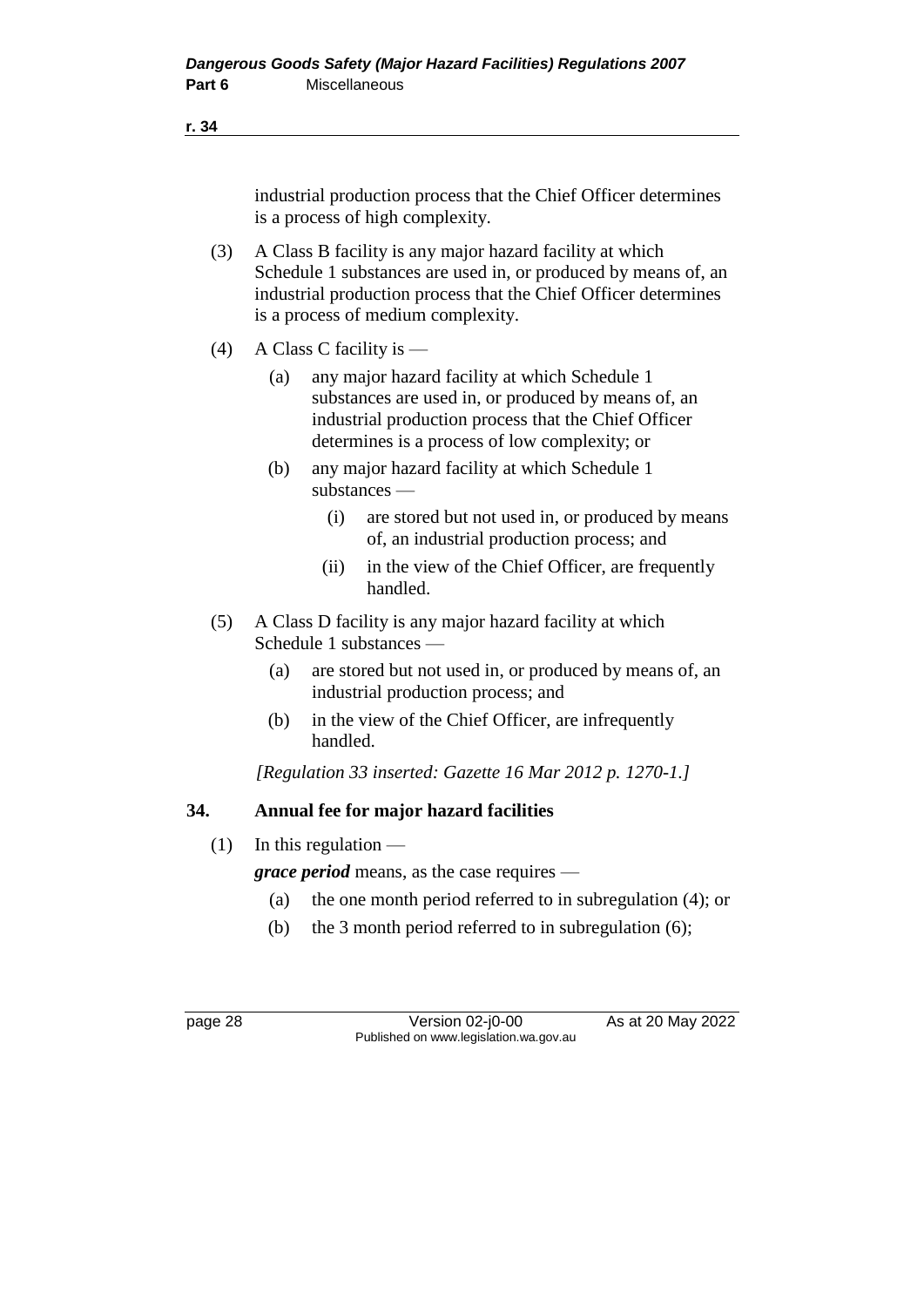industrial production process that the Chief Officer determines is a process of high complexity.

(3) A Class B facility is any major hazard facility at which Schedule 1 substances are used in, or produced by means of, an industrial production process that the Chief Officer determines is a process of medium complexity.

(4) A Class C facility is —

(a) any major hazard facility at which Schedule 1 substances are used in, or produced by means of, an industrial production process that the Chief Officer determines is a process of low complexity; or

(b) any major hazard facility at which Schedule 1 substances —

(i) are stored but not used in, or produced by means of, an industrial production process; and

(ii) in the view of the Chief Officer, are frequently handled.

(5) A Class D facility is any major hazard facility at which Schedule 1 substances —

(a) are stored but not used in, or produced by means of, an industrial production process; and

(b) in the view of the Chief Officer, are infrequently handled.

*[Regulation 33 inserted: Gazette 16 Mar 2012 p. 1270-1.]*

## 34. Annual fee for major hazard facilities

(1) In this regulation —

***grace period*** means, as the case requires —

(a) the one month period referred to in subregulation (4); or

(b) the 3 month period referred to in subregulation (6);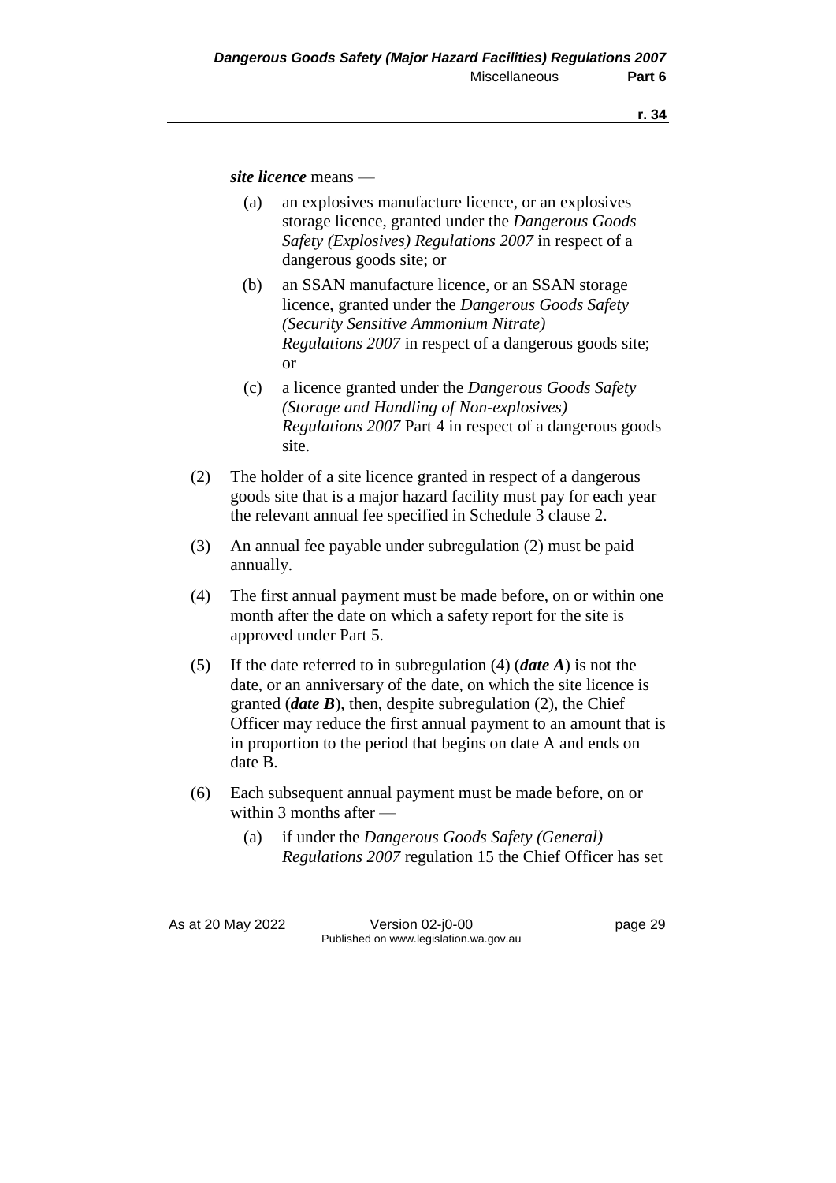***site licence*** means —

(a) an explosives manufacture licence, or an explosives storage licence, granted under the *Dangerous Goods Safety (Explosives) Regulations 2007* in respect of a dangerous goods site; or

(b) an SSAN manufacture licence, or an SSAN storage licence, granted under the *Dangerous Goods Safety (Security Sensitive Ammonium Nitrate) Regulations 2007* in respect of a dangerous goods site; or

(c) a licence granted under the *Dangerous Goods Safety (Storage and Handling of Non-explosives) Regulations 2007* Part 4 in respect of a dangerous goods site.

(2) The holder of a site licence granted in respect of a dangerous goods site that is a major hazard facility must pay for each year the relevant annual fee specified in Schedule 3 clause 2.

(3) An annual fee payable under subregulation (2) must be paid annually.

(4) The first annual payment must be made before, on or within one month after the date on which a safety report for the site is approved under Part 5.

(5) If the date referred to in subregulation (4) (***date A***) is not the date, or an anniversary of the date, on which the site licence is granted (***date B***), then, despite subregulation (2), the Chief Officer may reduce the first annual payment to an amount that is in proportion to the period that begins on date A and ends on date B.

(6) Each subsequent annual payment must be made before, on or within 3 months after —

(a) if under the *Dangerous Goods Safety (General) Regulations 2007* regulation 15 the Chief Officer has set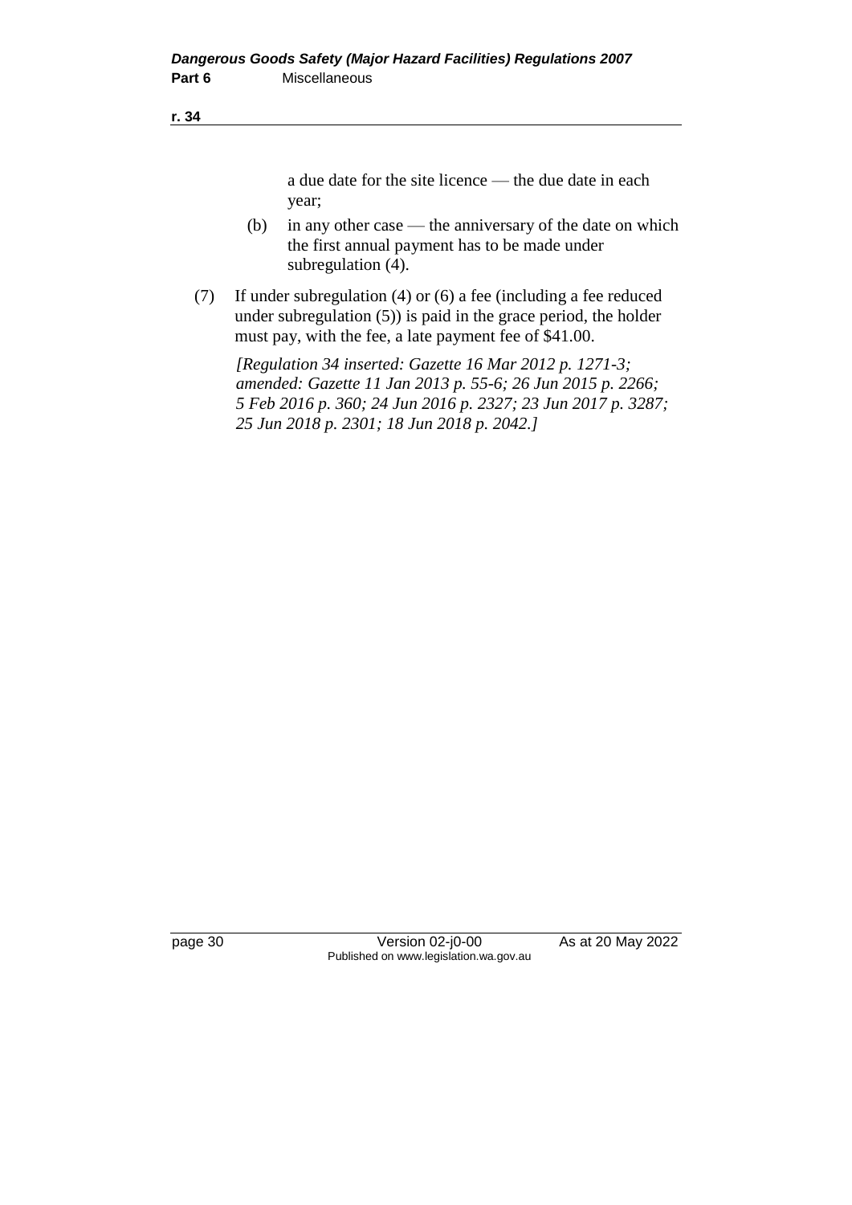a due date for the site licence — the due date in each year;

(b) in any other case — the anniversary of the date on which the first annual payment has to be made under subregulation (4).

(7) If under subregulation (4) or (6) a fee (including a fee reduced under subregulation (5)) is paid in the grace period, the holder must pay, with the fee, a late payment fee of $41.00.

*[Regulation 34 inserted: Gazette 16 Mar 2012 p. 1271-3; amended: Gazette 11 Jan 2013 p. 55-6; 26 Jun 2015 p. 2266; 5 Feb 2016 p. 360; 24 Jun 2016 p. 2327; 23 Jun 2017 p. 3287; 25 Jun 2018 p. 2301; 18 Jun 2018 p. 2042.]*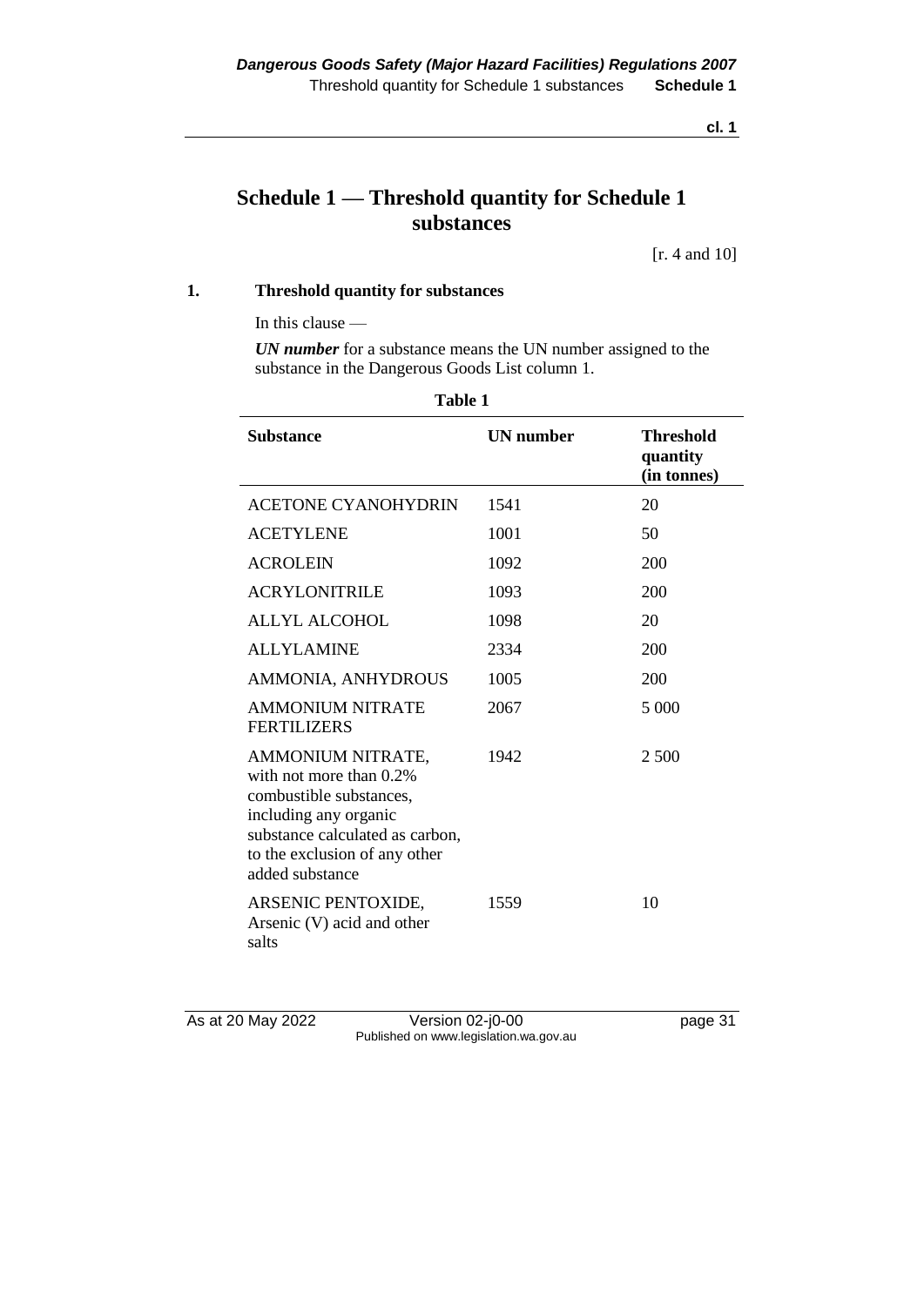# Schedule 1 — Threshold quantity for Schedule 1 substances

[r. 4 and 10]

## 1. Threshold quantity for substances

In this clause —

***UN number*** for a substance means the UN number assigned to the substance in the Dangerous Goods List column 1.

**Table 1**

| Substance | UN number | Threshold quantity (in tonnes) |
|---|---|---|
| ACETONE CYANOHYDRIN | 1541 | 20 |
| ACETYLENE | 1001 | 50 |
| ACROLEIN | 1092 | 200 |
| ACRYLONITRILE | 1093 | 200 |
| ALLYL ALCOHOL | 1098 | 20 |
| ALLYLAMINE | 2334 | 200 |
| AMMONIA, ANHYDROUS | 1005 | 200 |
| AMMONIUM NITRATE FERTILIZERS | 2067 | 5 000 |
| AMMONIUM NITRATE, with not more than 0.2% combustible substances, including any organic substance calculated as carbon, to the exclusion of any other added substance | 1942 | 2 500 |
| ARSENIC PENTOXIDE, Arsenic (V) acid and other salts | 1559 | 10 |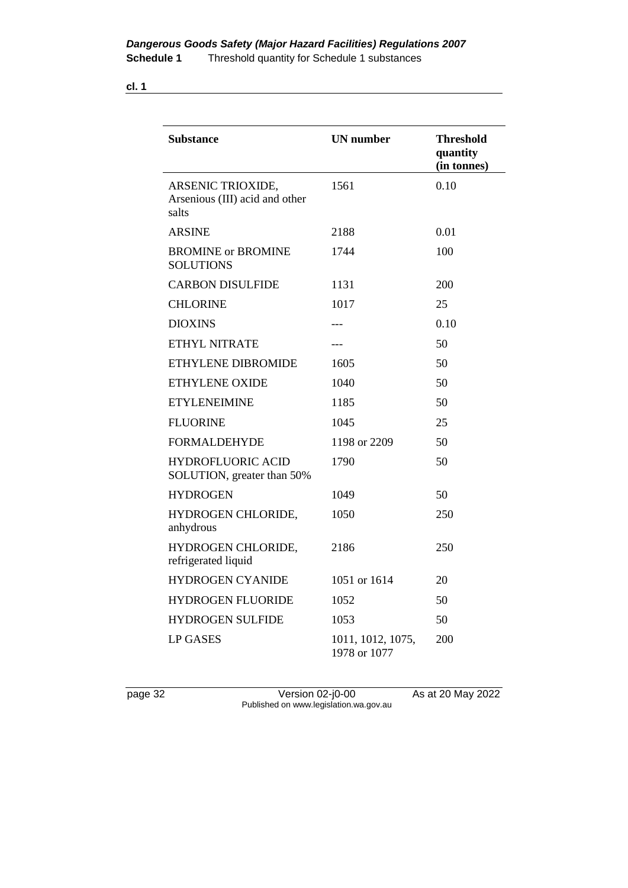| Substance | UN number | Threshold quantity (in tonnes) |
|---|---|---|
| ARSENIC TRIOXIDE, Arsenious (III) acid and other salts | 1561 | 0.10 |
| ARSINE | 2188 | 0.01 |
| BROMINE or BROMINE SOLUTIONS | 1744 | 100 |
| CARBON DISULFIDE | 1131 | 200 |
| CHLORINE | 1017 | 25 |
| DIOXINS | --- | 0.10 |
| ETHYL NITRATE | --- | 50 |
| ETHYLENE DIBROMIDE | 1605 | 50 |
| ETHYLENE OXIDE | 1040 | 50 |
| ETYLENEIMINE | 1185 | 50 |
| FLUORINE | 1045 | 25 |
| FORMALDEHYDE | 1198 or 2209 | 50 |
| HYDROFLUORIC ACID SOLUTION, greater than 50% | 1790 | 50 |
| HYDROGEN | 1049 | 50 |
| HYDROGEN CHLORIDE, anhydrous | 1050 | 250 |
| HYDROGEN CHLORIDE, refrigerated liquid | 2186 | 250 |
| HYDROGEN CYANIDE | 1051 or 1614 | 20 |
| HYDROGEN FLUORIDE | 1052 | 50 |
| HYDROGEN SULFIDE | 1053 | 50 |
| LP GASES | 1011, 1012, 1075, 1978 or 1077 | 200 |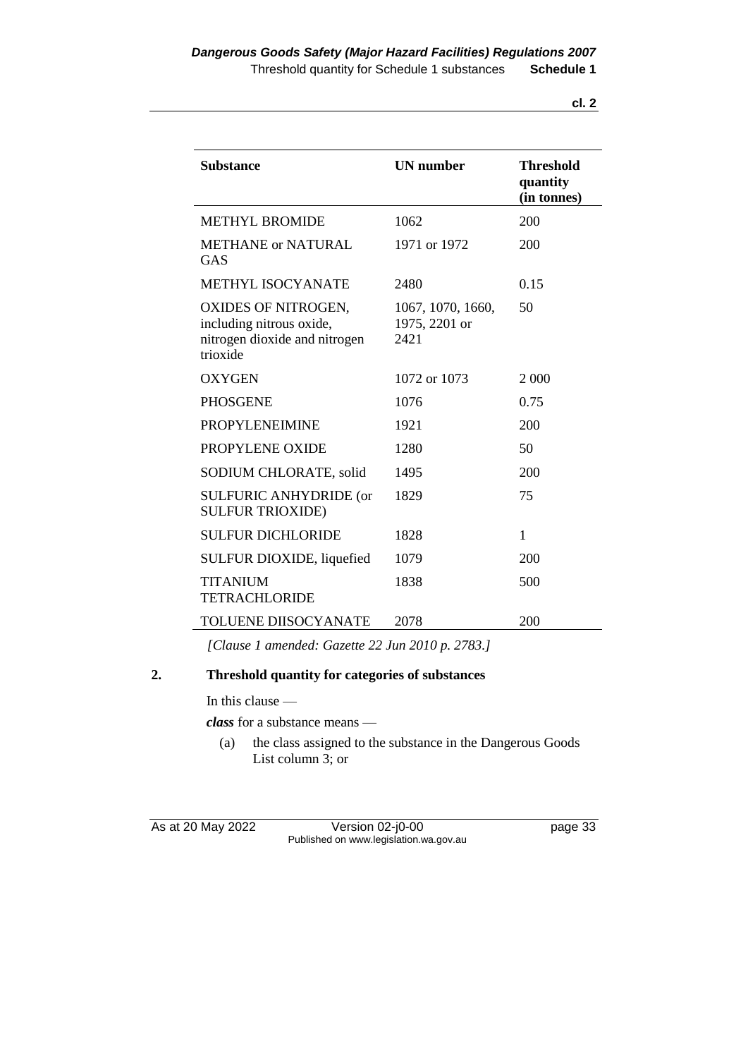| Substance | UN number | Threshold quantity (in tonnes) |
|---|---|---|
| METHYL BROMIDE | 1062 | 200 |
| METHANE or NATURAL GAS | 1971 or 1972 | 200 |
| METHYL ISOCYANATE | 2480 | 0.15 |
| OXIDES OF NITROGEN, including nitrous oxide, nitrogen dioxide and nitrogen trioxide | 1067, 1070, 1660, 1975, 2201 or 2421 | 50 |
| OXYGEN | 1072 or 1073 | 2 000 |
| PHOSGENE | 1076 | 0.75 |
| PROPYLENEIMINE | 1921 | 200 |
| PROPYLENE OXIDE | 1280 | 50 |
| SODIUM CHLORATE, solid | 1495 | 200 |
| SULFURIC ANHYDRIDE (or SULFUR TRIOXIDE) | 1829 | 75 |
| SULFUR DICHLORIDE | 1828 | 1 |
| SULFUR DIOXIDE, liquefied | 1079 | 200 |
| TITANIUM TETRACHLORIDE | 1838 | 500 |
| TOLUENE DIISOCYANATE | 2078 | 200 |

*[Clause 1 amended: Gazette 22 Jun 2010 p. 2783.]*

## 2. Threshold quantity for categories of substances

In this clause —

***class*** for a substance means —

(a) the class assigned to the substance in the Dangerous Goods List column 3; or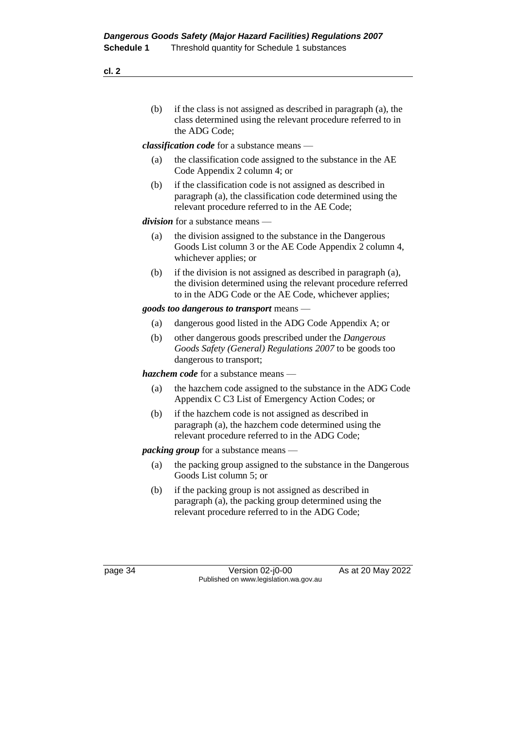(b) if the class is not assigned as described in paragraph (a), the class determined using the relevant procedure referred to in the ADG Code;

***classification code*** for a substance means —

(a) the classification code assigned to the substance in the AE Code Appendix 2 column 4; or

(b) if the classification code is not assigned as described in paragraph (a), the classification code determined using the relevant procedure referred to in the AE Code;

***division*** for a substance means —

(a) the division assigned to the substance in the Dangerous Goods List column 3 or the AE Code Appendix 2 column 4, whichever applies; or

(b) if the division is not assigned as described in paragraph (a), the division determined using the relevant procedure referred to in the ADG Code or the AE Code, whichever applies;

***goods too dangerous to transport*** means —

(a) dangerous good listed in the ADG Code Appendix A; or

(b) other dangerous goods prescribed under the *Dangerous Goods Safety (General) Regulations 2007* to be goods too dangerous to transport;

***hazchem code*** for a substance means —

(a) the hazchem code assigned to the substance in the ADG Code Appendix C C3 List of Emergency Action Codes; or

(b) if the hazchem code is not assigned as described in paragraph (a), the hazchem code determined using the relevant procedure referred to in the ADG Code;

***packing group*** for a substance means —

(a) the packing group assigned to the substance in the Dangerous Goods List column 5; or

(b) if the packing group is not assigned as described in paragraph (a), the packing group determined using the relevant procedure referred to in the ADG Code;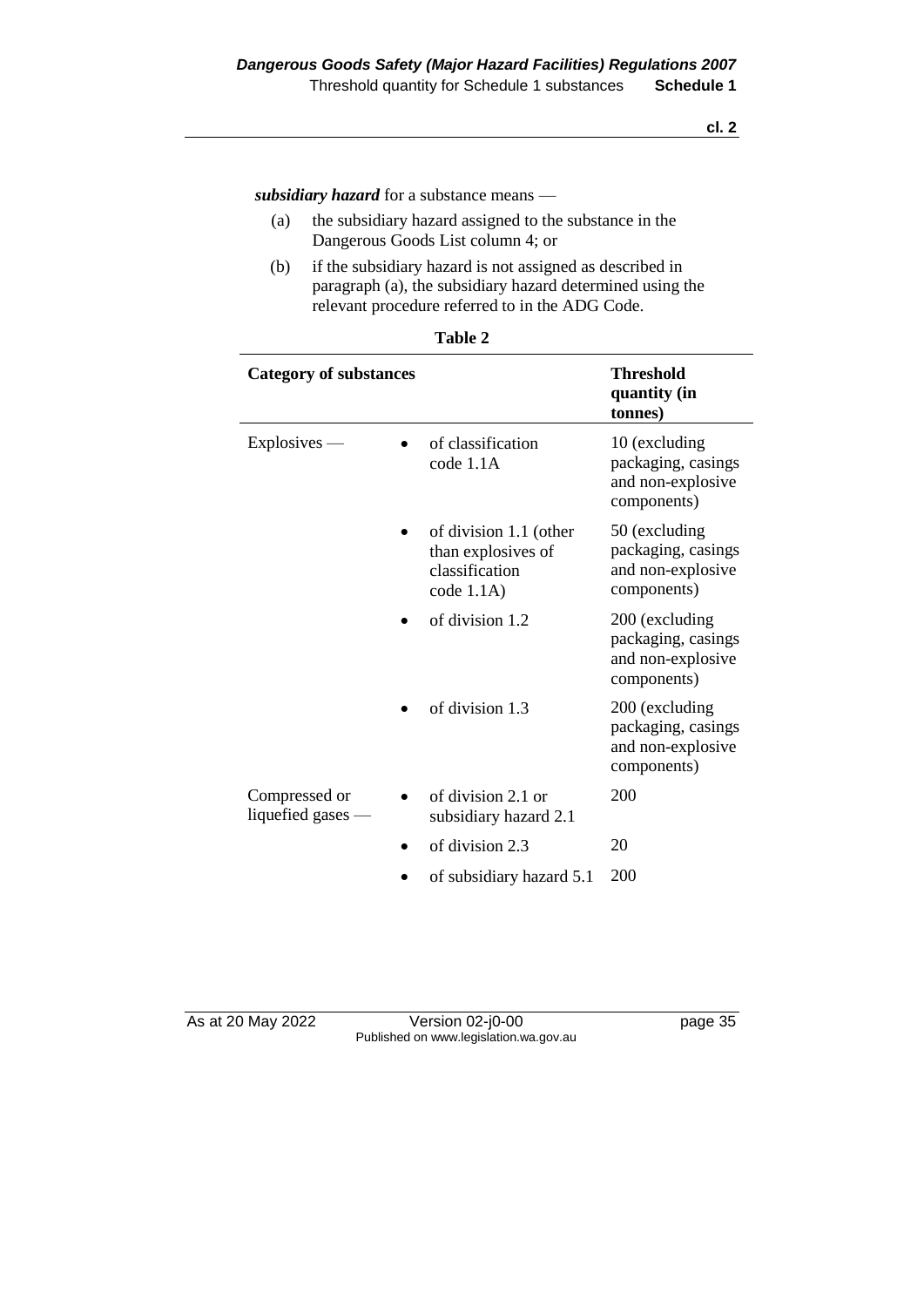***subsidiary hazard*** for a substance means —

(a) the subsidiary hazard assigned to the substance in the Dangerous Goods List column 4; or

(b) if the subsidiary hazard is not assigned as described in paragraph (a), the subsidiary hazard determined using the relevant procedure referred to in the ADG Code.

**Table 2**

| Category of substances | | Threshold quantity (in tonnes) |
|---|---|---|
| Explosives — | • of classification code 1.1A | 10 (excluding packaging, casings and non-explosive components) |
| | • of division 1.1 (other than explosives of classification code 1.1A) | 50 (excluding packaging, casings and non-explosive components) |
| | • of division 1.2 | 200 (excluding packaging, casings and non-explosive components) |
| | • of division 1.3 | 200 (excluding packaging, casings and non-explosive components) |
| Compressed or liquefied gases — | • of division 2.1 or subsidiary hazard 2.1 | 200 |
| | • of division 2.3 | 20 |
| | • of subsidiary hazard 5.1 | 200 |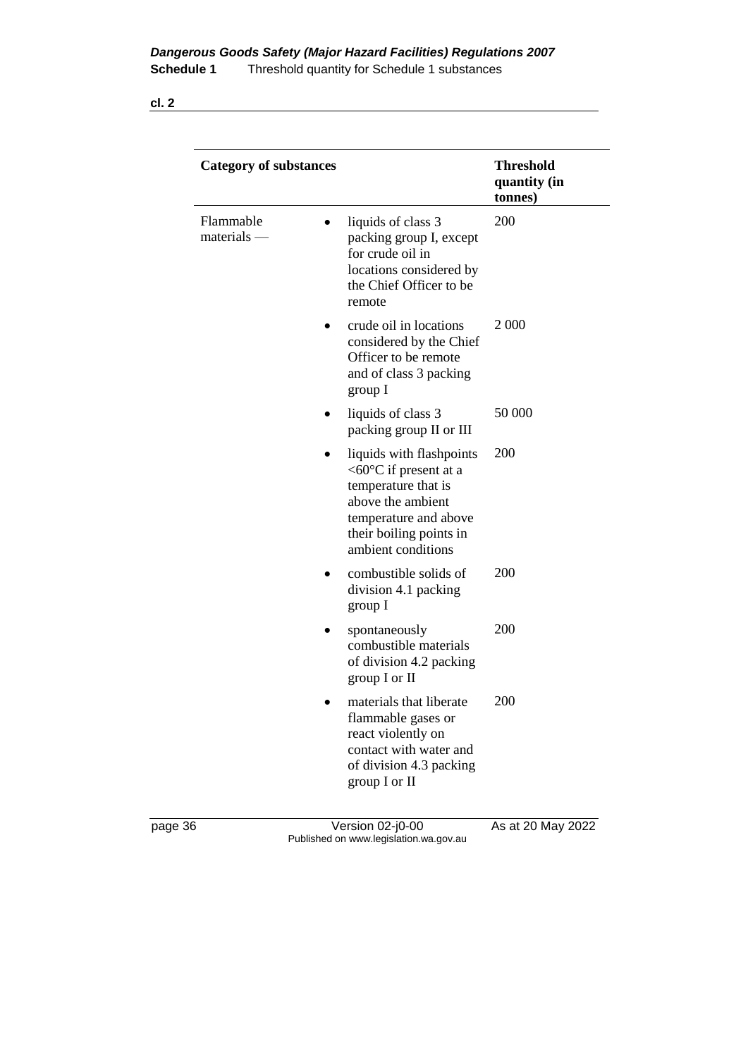| Category of substances | | Threshold quantity (in tonnes) |
|---|---|---|
| Flammable materials — | • liquids of class 3 packing group I, except for crude oil in locations considered by the Chief Officer to be remote | 200 |
| | • crude oil in locations considered by the Chief Officer to be remote and of class 3 packing group I | 2 000 |
| | • liquids of class 3 packing group II or III | 50 000 |
| | • liquids with flashpoints <60°C if present at a temperature that is above the ambient temperature and above their boiling points in ambient conditions | 200 |
| | • combustible solids of division 4.1 packing group I | 200 |
| | • spontaneously combustible materials of division 4.2 packing group I or II | 200 |
| | • materials that liberate flammable gases or react violently on contact with water and of division 4.3 packing group I or II | 200 |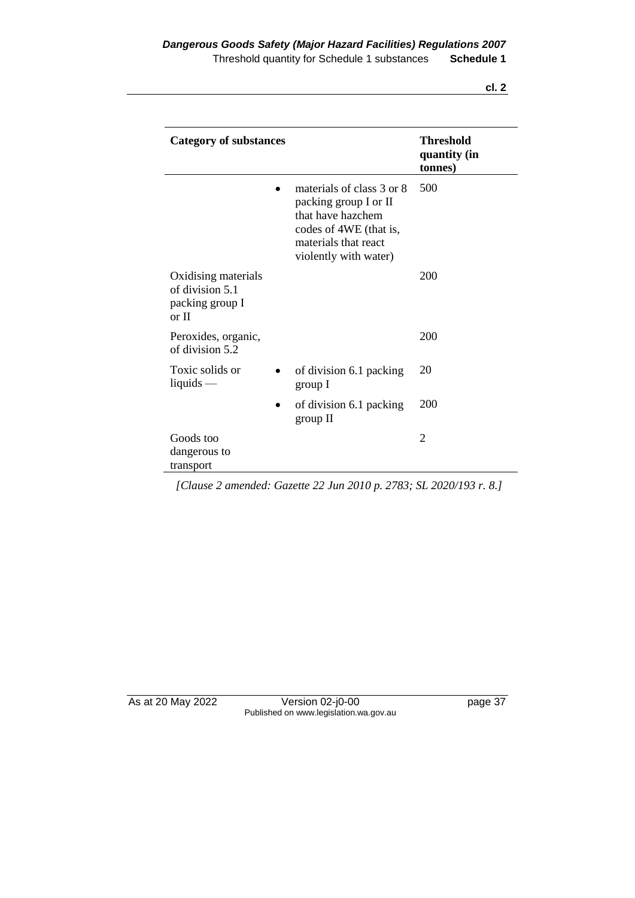| Category of substances | | Threshold quantity (in tonnes) |
|---|---|---|
| | • materials of class 3 or 8 packing group I or II that have hazchem codes of 4WE (that is, materials that react violently with water) | 500 |
| Oxidising materials of division 5.1 packing group I or II | | 200 |
| Peroxides, organic, of division 5.2 | | 200 |
| Toxic solids or liquids — | • of division 6.1 packing group I | 20 |
| | • of division 6.1 packing group II | 200 |
| Goods too dangerous to transport | | 2 |

*[Clause 2 amended: Gazette 22 Jun 2010 p. 2783; SL 2020/193 r. 8.]*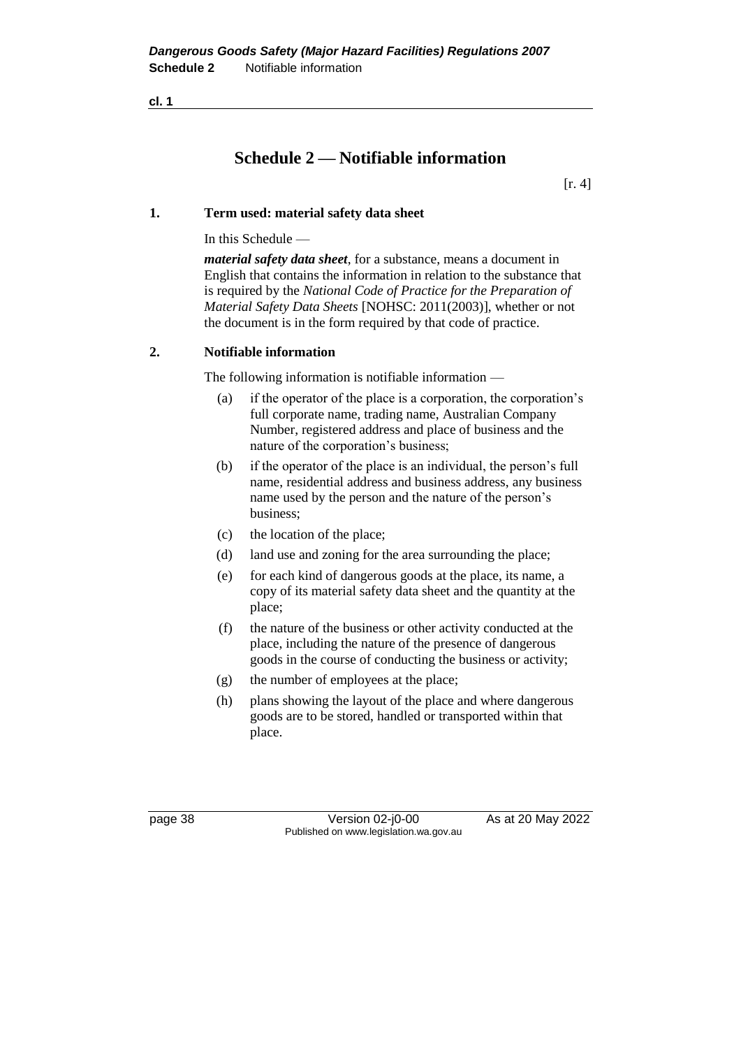# Schedule 2 — Notifiable information

[r. 4]

### 1. Term used: material safety data sheet

In this Schedule —

***material safety data sheet***, for a substance, means a document in English that contains the information in relation to the substance that is required by the *National Code of Practice for the Preparation of Material Safety Data Sheets* [NOHSC: 2011(2003)], whether or not the document is in the form required by that code of practice.

### 2. Notifiable information

The following information is notifiable information —

(a) if the operator of the place is a corporation, the corporation's full corporate name, trading name, Australian Company Number, registered address and place of business and the nature of the corporation's business;

(b) if the operator of the place is an individual, the person's full name, residential address and business address, any business name used by the person and the nature of the person's business;

(c) the location of the place;

(d) land use and zoning for the area surrounding the place;

(e) for each kind of dangerous goods at the place, its name, a copy of its material safety data sheet and the quantity at the place;

(f) the nature of the business or other activity conducted at the place, including the nature of the presence of dangerous goods in the course of conducting the business or activity;

(g) the number of employees at the place;

(h) plans showing the layout of the place and where dangerous goods are to be stored, handled or transported within that place.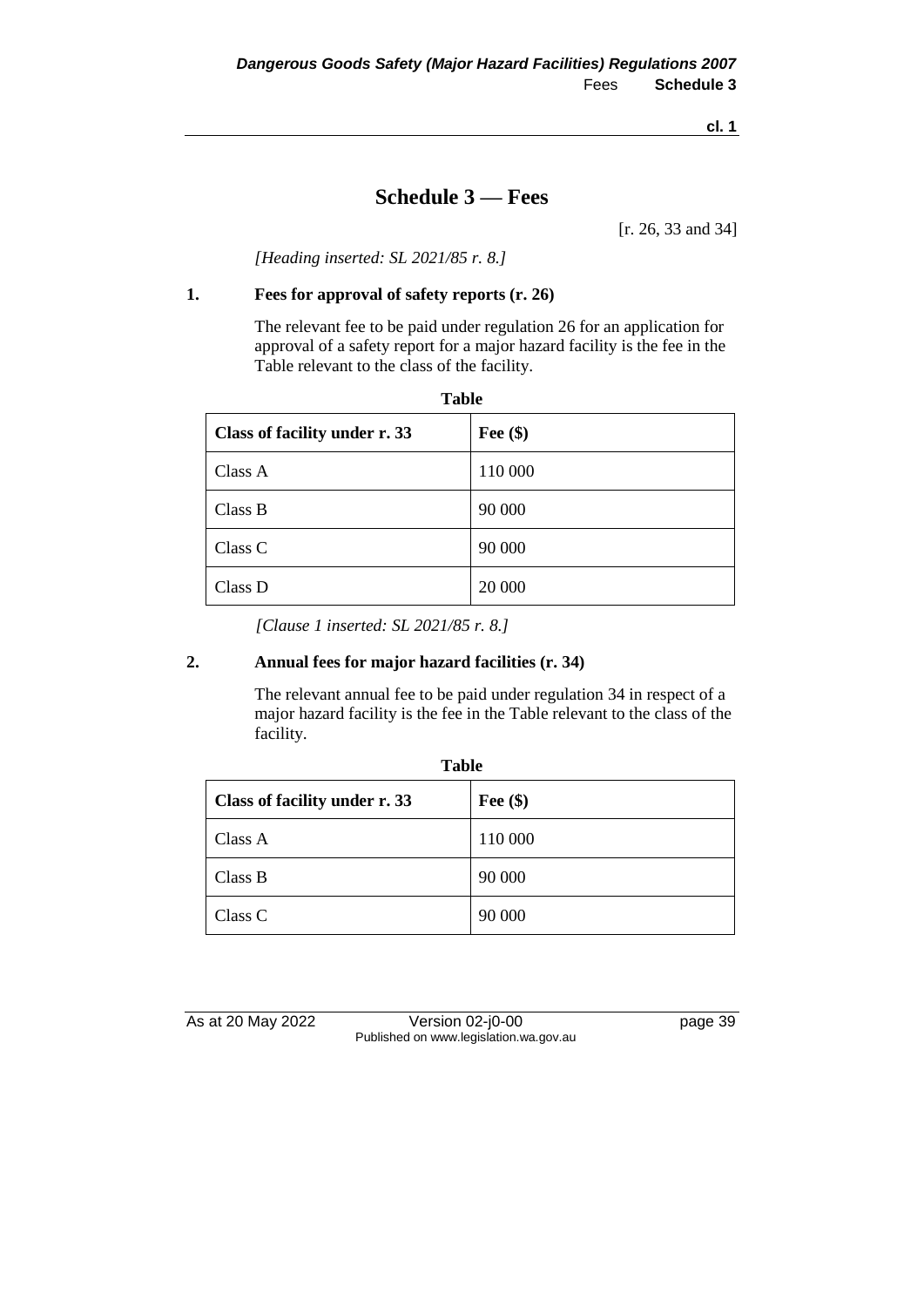# Schedule 3 — Fees

[r. 26, 33 and 34]

*[Heading inserted: SL 2021/85 r. 8.]*

**1. Fees for approval of safety reports (r. 26)**

The relevant fee to be paid under regulation 26 for an application for approval of a safety report for a major hazard facility is the fee in the Table relevant to the class of the facility.

**Table**

| Class of facility under r. 33 | Fee ($) |
|---|---|
| Class A | 110 000 |
| Class B | 90 000 |
| Class C | 90 000 |
| Class D | 20 000 |

*[Clause 1 inserted: SL 2021/85 r. 8.]*

**2. Annual fees for major hazard facilities (r. 34)**

The relevant annual fee to be paid under regulation 34 in respect of a major hazard facility is the fee in the Table relevant to the class of the facility.

**Table**

| Class of facility under r. 33 | Fee ($) |
|---|---|
| Class A | 110 000 |
| Class B | 90 000 |
| Class C | 90 000 |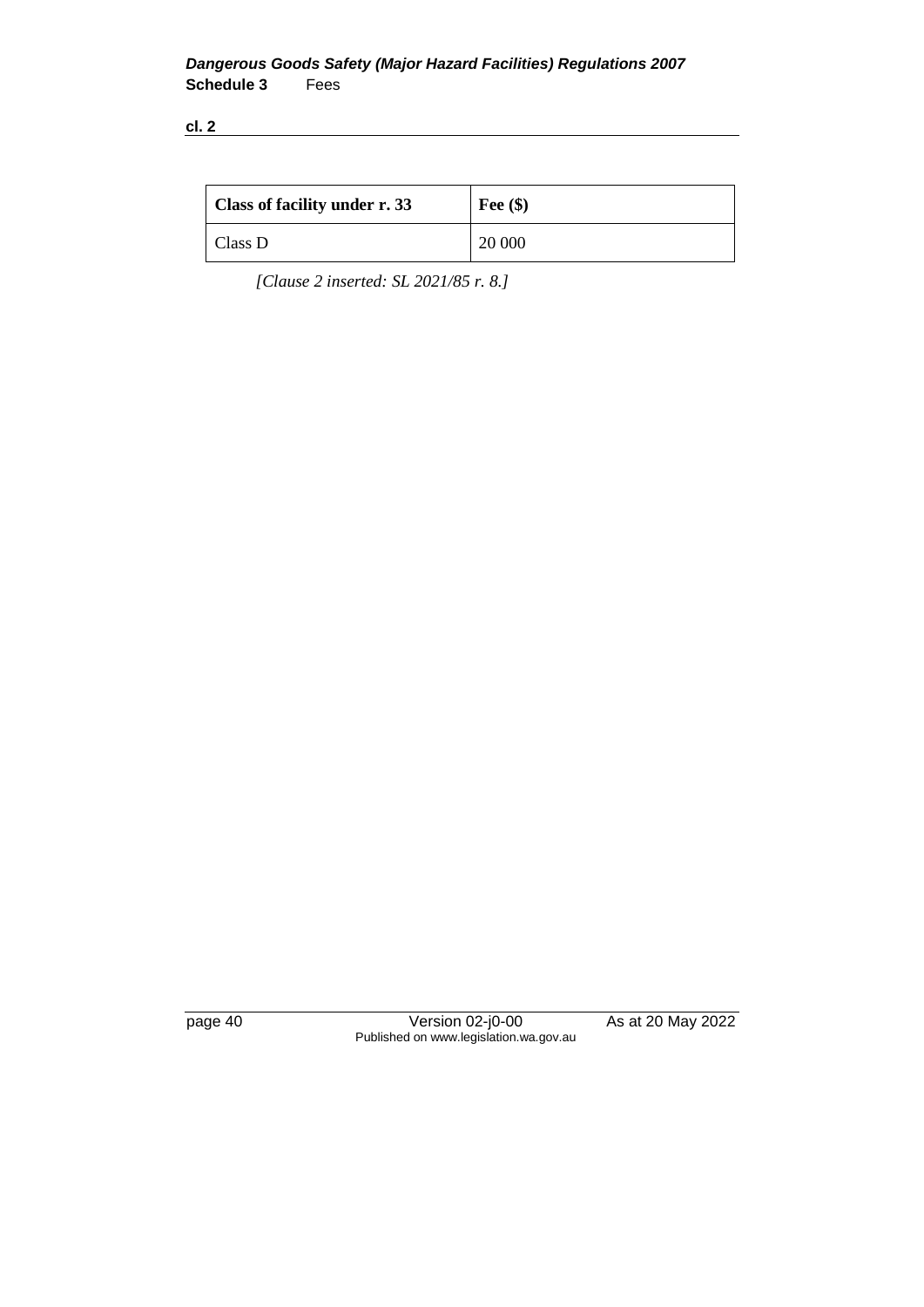| Class of facility under r. 33 | Fee ($) |
|---|---|
| Class D | 20 000 |

*[Clause 2 inserted: SL 2021/85 r. 8.]*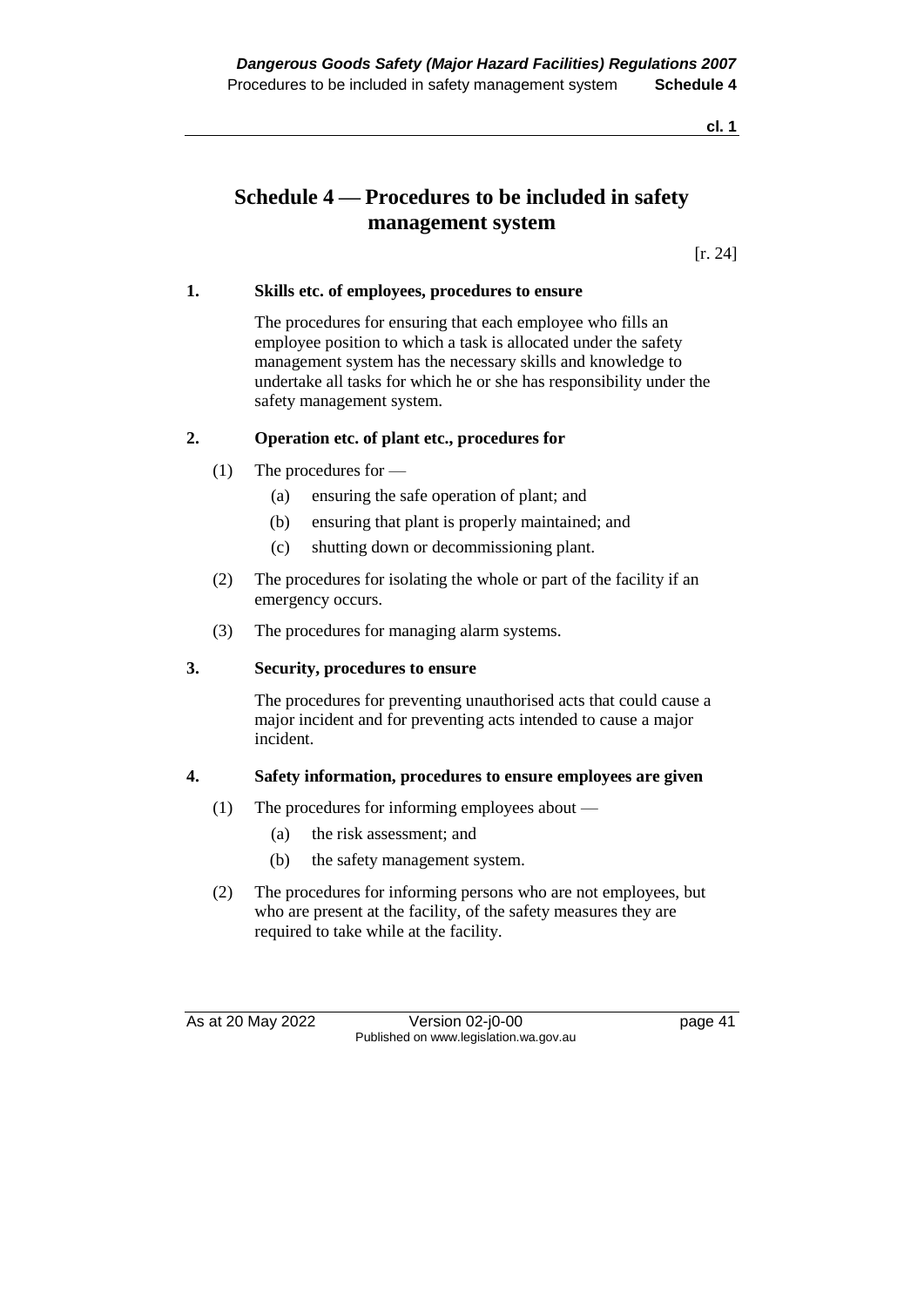# Schedule 4 — Procedures to be included in safety management system

[r. 24]

**1. Skills etc. of employees, procedures to ensure**

The procedures for ensuring that each employee who fills an employee position to which a task is allocated under the safety management system has the necessary skills and knowledge to undertake all tasks for which he or she has responsibility under the safety management system.

**2. Operation etc. of plant etc., procedures for**

(1) The procedures for —

- (a) ensuring the safe operation of plant; and
- (b) ensuring that plant is properly maintained; and
- (c) shutting down or decommissioning plant.

(2) The procedures for isolating the whole or part of the facility if an emergency occurs.

(3) The procedures for managing alarm systems.

**3. Security, procedures to ensure**

The procedures for preventing unauthorised acts that could cause a major incident and for preventing acts intended to cause a major incident.

**4. Safety information, procedures to ensure employees are given**

(1) The procedures for informing employees about —

- (a) the risk assessment; and
- (b) the safety management system.

(2) The procedures for informing persons who are not employees, but who are present at the facility, of the safety measures they are required to take while at the facility.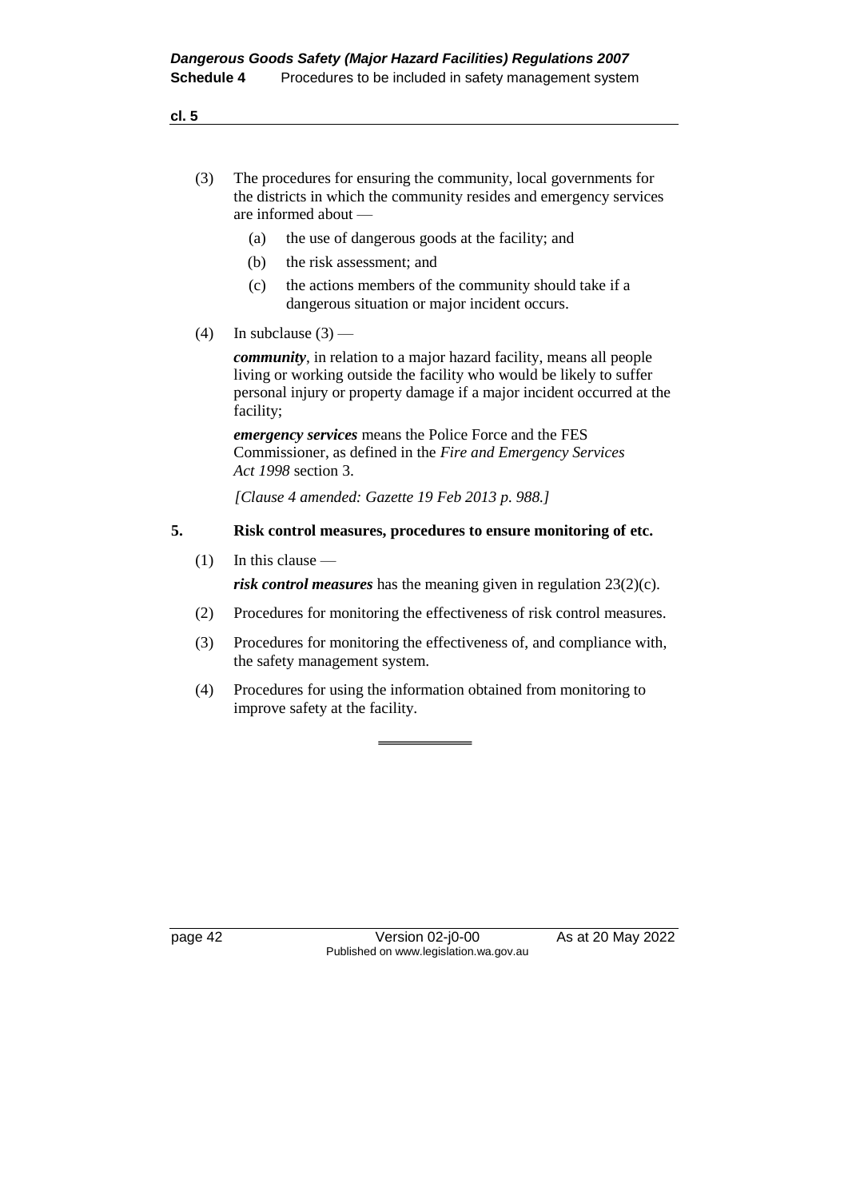(3) The procedures for ensuring the community, local governments for the districts in which the community resides and emergency services are informed about —

  (a) the use of dangerous goods at the facility; and

  (b) the risk assessment; and

  (c) the actions members of the community should take if a dangerous situation or major incident occurs.

(4) In subclause (3) —

*community*, in relation to a major hazard facility, means all people living or working outside the facility who would be likely to suffer personal injury or property damage if a major incident occurred at the facility;

*emergency services* means the Police Force and the FES Commissioner, as defined in the *Fire and Emergency Services Act 1998* section 3.

*[Clause 4 amended: Gazette 19 Feb 2013 p. 988.]*

**5. Risk control measures, procedures to ensure monitoring of etc.**

(1) In this clause —

*risk control measures* has the meaning given in regulation 23(2)(c).

(2) Procedures for monitoring the effectiveness of risk control measures.

(3) Procedures for monitoring the effectiveness of, and compliance with, the safety management system.

(4) Procedures for using the information obtained from monitoring to improve safety at the facility.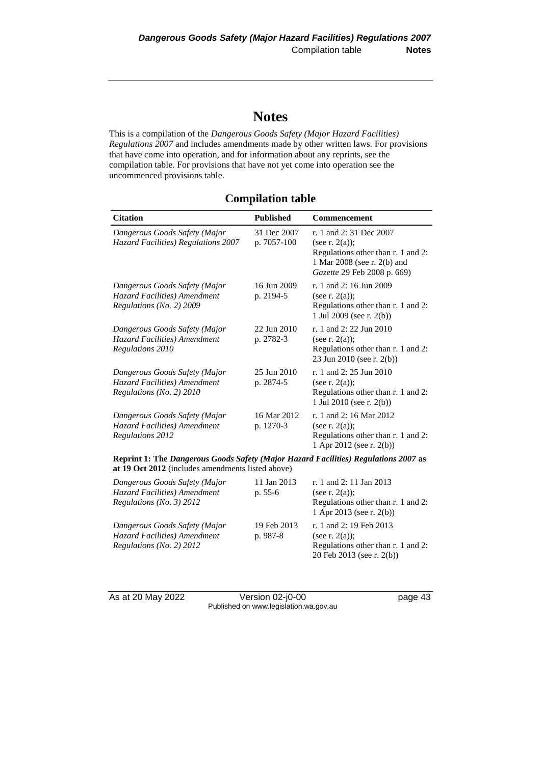# Notes

This is a compilation of the *Dangerous Goods Safety (Major Hazard Facilities) Regulations 2007* and includes amendments made by other written laws. For provisions that have come into operation, and for information about any reprints, see the compilation table. For provisions that have not yet come into operation see the uncommenced provisions table.

## Compilation table

| Citation | Published | Commencement |
|---|---|---|
| *Dangerous Goods Safety (Major Hazard Facilities) Regulations 2007* | 31 Dec 2007 p. 7057-100 | r. 1 and 2: 31 Dec 2007 (see r. 2(a)); Regulations other than r. 1 and 2: 1 Mar 2008 (see r. 2(b) and *Gazette* 29 Feb 2008 p. 669) |
| *Dangerous Goods Safety (Major Hazard Facilities) Amendment Regulations (No. 2) 2009* | 16 Jun 2009 p. 2194-5 | r. 1 and 2: 16 Jun 2009 (see r. 2(a)); Regulations other than r. 1 and 2: 1 Jul 2009 (see r. 2(b)) |
| *Dangerous Goods Safety (Major Hazard Facilities) Amendment Regulations 2010* | 22 Jun 2010 p. 2782-3 | r. 1 and 2: 22 Jun 2010 (see r. 2(a)); Regulations other than r. 1 and 2: 23 Jun 2010 (see r. 2(b)) |
| *Dangerous Goods Safety (Major Hazard Facilities) Amendment Regulations (No. 2) 2010* | 25 Jun 2010 p. 2874-5 | r. 1 and 2: 25 Jun 2010 (see r. 2(a)); Regulations other than r. 1 and 2: 1 Jul 2010 (see r. 2(b)) |
| *Dangerous Goods Safety (Major Hazard Facilities) Amendment Regulations 2012* | 16 Mar 2012 p. 1270-3 | r. 1 and 2: 16 Mar 2012 (see r. 2(a)); Regulations other than r. 1 and 2: 1 Apr 2012 (see r. 2(b)) |
| **Reprint 1: The *Dangerous Goods Safety (Major Hazard Facilities) Regulations 2007* as at 19 Oct 2012** (includes amendments listed above) | | |
| *Dangerous Goods Safety (Major Hazard Facilities) Amendment Regulations (No. 3) 2012* | 11 Jan 2013 p. 55-6 | r. 1 and 2: 11 Jan 2013 (see r. 2(a)); Regulations other than r. 1 and 2: 1 Apr 2013 (see r. 2(b)) |
| *Dangerous Goods Safety (Major Hazard Facilities) Amendment Regulations (No. 2) 2012* | 19 Feb 2013 p. 987-8 | r. 1 and 2: 19 Feb 2013 (see r. 2(a)); Regulations other than r. 1 and 2: 20 Feb 2013 (see r. 2(b)) |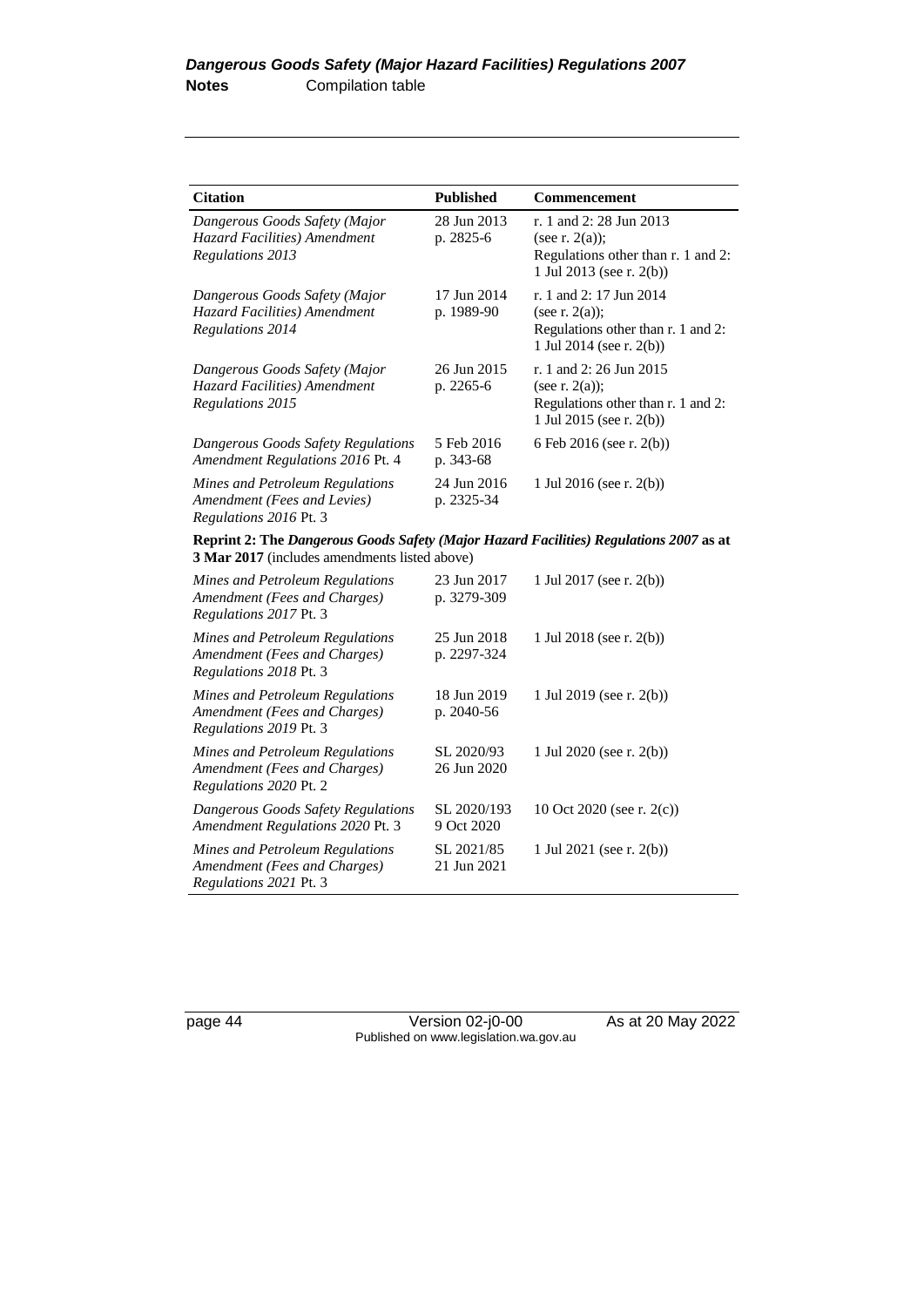| Citation | Published | Commencement |
|---|---|---|
| *Dangerous Goods Safety (Major Hazard Facilities) Amendment Regulations 2013* | 28 Jun 2013 p. 2825-6 | r. 1 and 2: 28 Jun 2013 (see r. 2(a)); Regulations other than r. 1 and 2: 1 Jul 2013 (see r. 2(b)) |
| *Dangerous Goods Safety (Major Hazard Facilities) Amendment Regulations 2014* | 17 Jun 2014 p. 1989-90 | r. 1 and 2: 17 Jun 2014 (see r. 2(a)); Regulations other than r. 1 and 2: 1 Jul 2014 (see r. 2(b)) |
| *Dangerous Goods Safety (Major Hazard Facilities) Amendment Regulations 2015* | 26 Jun 2015 p. 2265-6 | r. 1 and 2: 26 Jun 2015 (see r. 2(a)); Regulations other than r. 1 and 2: 1 Jul 2015 (see r. 2(b)) |
| *Dangerous Goods Safety Regulations Amendment Regulations 2016* Pt. 4 | 5 Feb 2016 p. 343-68 | 6 Feb 2016 (see r. 2(b)) |
| *Mines and Petroleum Regulations Amendment (Fees and Levies) Regulations 2016* Pt. 3 | 24 Jun 2016 p. 2325-34 | 1 Jul 2016 (see r. 2(b)) |
| **Reprint 2: The *Dangerous Goods Safety (Major Hazard Facilities) Regulations 2007* as at 3 Mar 2017** (includes amendments listed above) | | |
| *Mines and Petroleum Regulations Amendment (Fees and Charges) Regulations 2017* Pt. 3 | 23 Jun 2017 p. 3279-309 | 1 Jul 2017 (see r. 2(b)) |
| *Mines and Petroleum Regulations Amendment (Fees and Charges) Regulations 2018* Pt. 3 | 25 Jun 2018 p. 2297-324 | 1 Jul 2018 (see r. 2(b)) |
| *Mines and Petroleum Regulations Amendment (Fees and Charges) Regulations 2019* Pt. 3 | 18 Jun 2019 p. 2040-56 | 1 Jul 2019 (see r. 2(b)) |
| *Mines and Petroleum Regulations Amendment (Fees and Charges) Regulations 2020* Pt. 2 | SL 2020/93 26 Jun 2020 | 1 Jul 2020 (see r. 2(b)) |
| *Dangerous Goods Safety Regulations Amendment Regulations 2020* Pt. 3 | SL 2020/193 9 Oct 2020 | 10 Oct 2020 (see r. 2(c)) |
| *Mines and Petroleum Regulations Amendment (Fees and Charges) Regulations 2021* Pt. 3 | SL 2021/85 21 Jun 2021 | 1 Jul 2021 (see r. 2(b)) |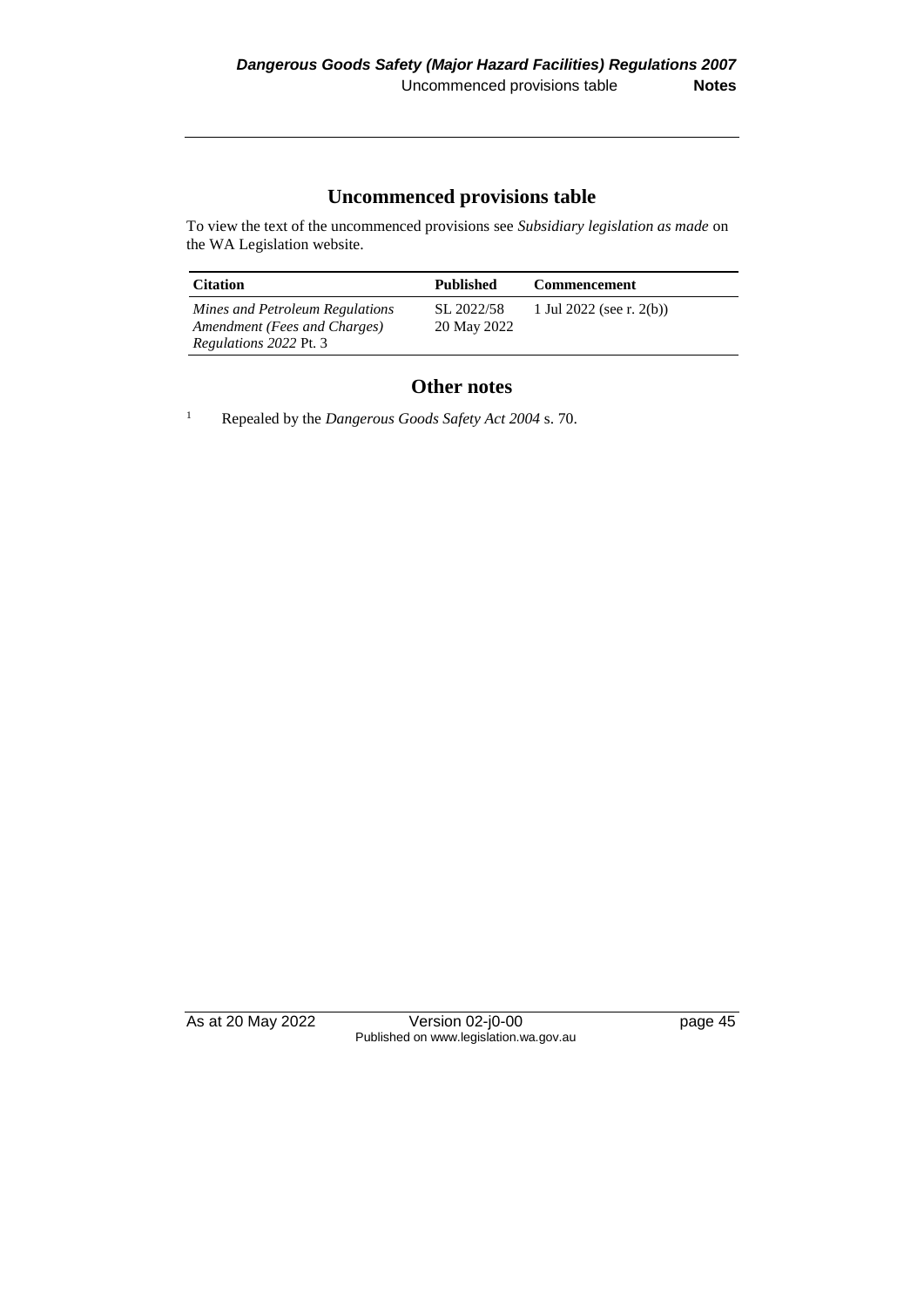## Uncommenced provisions table

To view the text of the uncommenced provisions see *Subsidiary legislation as made* on the WA Legislation website.

| Citation | Published | Commencement |
|---|---|---|
| *Mines and Petroleum Regulations Amendment (Fees and Charges) Regulations 2022* Pt. 3 | SL 2022/58 20 May 2022 | 1 Jul 2022 (see r. 2(b)) |

## Other notes

[1] Repealed by the *Dangerous Goods Safety Act 2004* s. 70.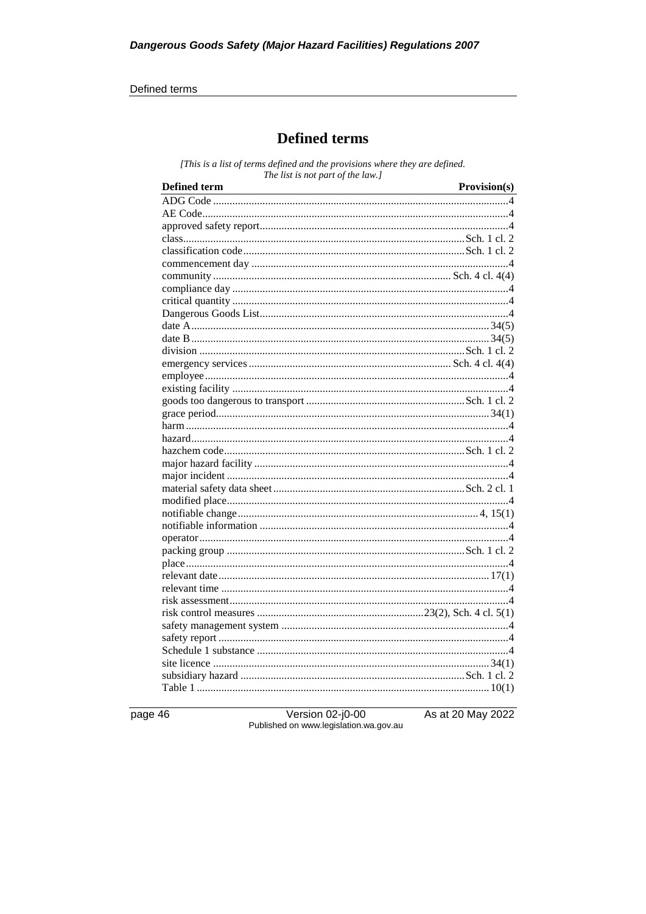# Defined terms

*[This is a list of terms defined and the provisions where they are defined. The list is not part of the law.]*

| Defined term | Provision(s) |
|---|---|
| ADG Code | 4 |
| AE Code | 4 |
| approved safety report | 4 |
| class | Sch. 1 cl. 2 |
| classification code | Sch. 1 cl. 2 |
| commencement day | 4 |
| community | Sch. 4 cl. 4(4) |
| compliance day | 4 |
| critical quantity | 4 |
| Dangerous Goods List | 4 |
| date A | 34(5) |
| date B | 34(5) |
| division | Sch. 1 cl. 2 |
| emergency services | Sch. 4 cl. 4(4) |
| employee | 4 |
| existing facility | 4 |
| goods too dangerous to transport | Sch. 1 cl. 2 |
| grace period | 34(1) |
| harm | 4 |
| hazard | 4 |
| hazchem code | Sch. 1 cl. 2 |
| major hazard facility | 4 |
| major incident | 4 |
| material safety data sheet | Sch. 2 cl. 1 |
| modified place | 4 |
| notifiable change | 4, 15(1) |
| notifiable information | 4 |
| operator | 4 |
| packing group | Sch. 1 cl. 2 |
| place | 4 |
| relevant date | 17(1) |
| relevant time | 4 |
| risk assessment | 4 |
| risk control measures | 23(2), Sch. 4 cl. 5(1) |
| safety management system | 4 |
| safety report | 4 |
| Schedule 1 substance | 4 |
| site licence | 34(1) |
| subsidiary hazard | Sch. 1 cl. 2 |
| Table 1 | 10(1) |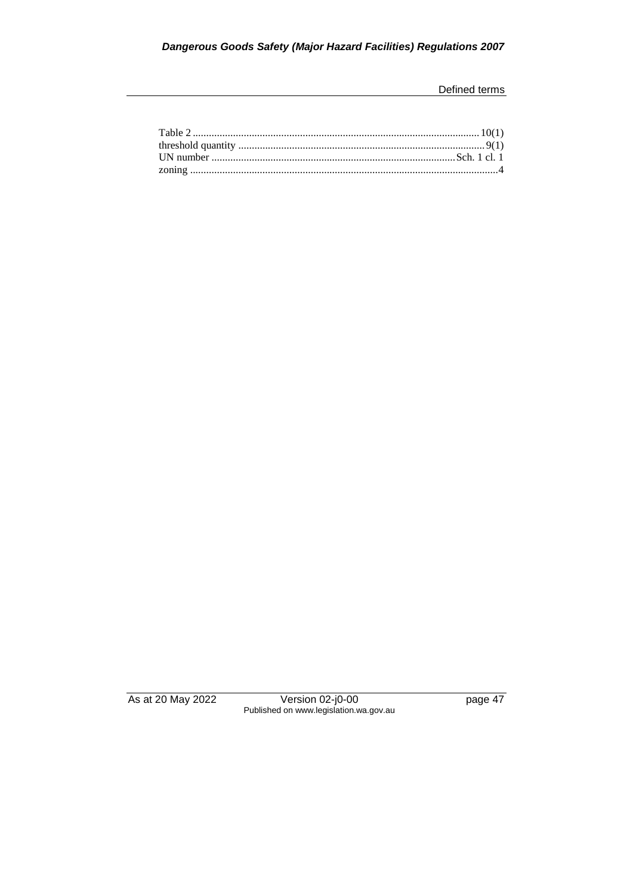Table 2 .......................................................................................................... 10(1)
threshold quantity ............................................................................................ 9(1)
UN number ..........................................................................................Sch. 1 cl. 1
zoning ..................................................................................................................4